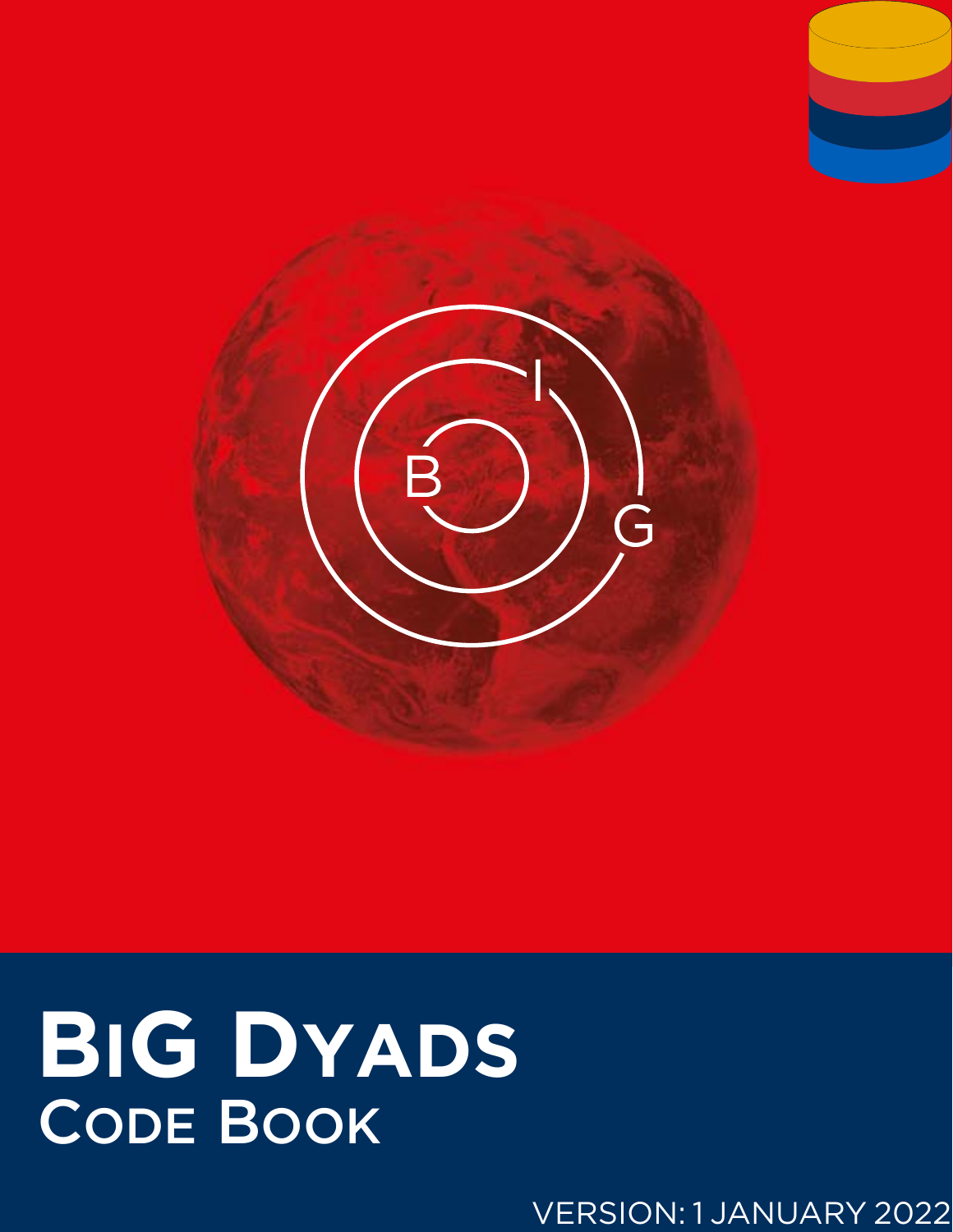# BIG DYADS
## CODE BOOK

VERSION: 1 JANUARY 2022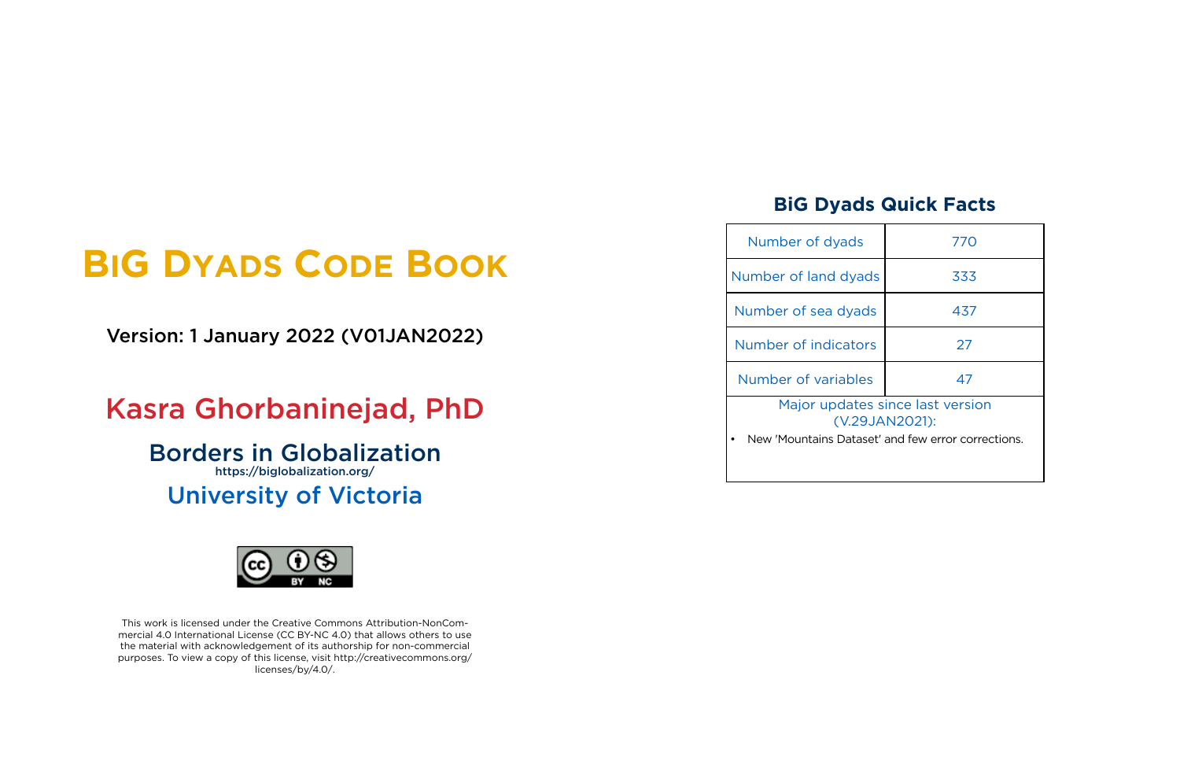# BiG Dyads Code Book

Version: 1 January 2022 (V01JAN2022)

## Kasra Ghorbaninejad, PhD

### Borders in Globalization

https://biglobalization.org/

### University of Victoria

This work is licensed under the Creative Commons Attribution-NonCommercial 4.0 International License (CC BY-NC 4.0) that allows others to use the material with acknowledgement of its authorship for non-commercial purposes. To view a copy of this license, visit http://creativecommons.org/licenses/by/4.0/.

## BiG Dyads Quick Facts

| | |
|---|---|
| Number of dyads | 770 |
| Number of land dyads | 333 |
| Number of sea dyads | 437 |
| Number of indicators | 27 |
| Number of variables | 47 |

Major updates since last version (V.29JAN2021):

- New 'Mountains Dataset' and few error corrections.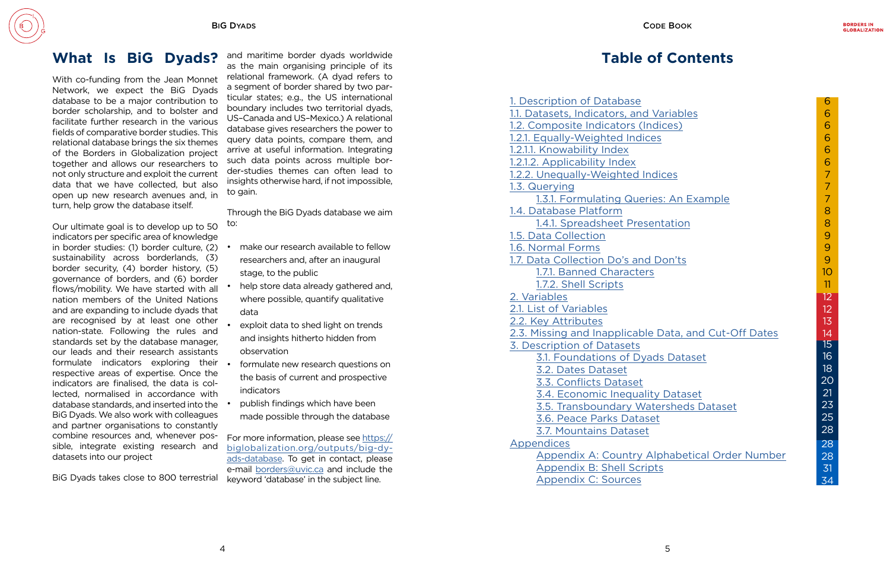# What Is BiG Dyads?

With co-funding from the Jean Monnet Network, we expect the BiG Dyads database to be a major contribution to border scholarship, and to bolster and facilitate further research in the various fields of comparative border studies. This relational database brings the six themes of the Borders in Globalization project together and allows our researchers to not only structure and exploit the current data that we have collected, but also open up new research avenues and, in turn, help grow the database itself.

Our ultimate goal is to develop up to 50 indicators per specific area of knowledge in border studies: (1) border culture, (2) sustainability across borderlands, (3) border security, (4) border history, (5) governance of borders, and (6) border flows/mobility. We have started with all nation members of the United Nations and are expanding to include dyads that are recognised by at least one other nation-state. Following the rules and standards set by the database manager, our leads and their research assistants formulate indicators exploring their respective areas of expertise. Once the indicators are finalised, the data is collected, normalised in accordance with database standards, and inserted into the BiG Dyads. We also work with colleagues and partner organisations to constantly combine resources and, whenever possible, integrate existing research and datasets into our project

BiG Dyads takes close to 800 terrestrial and maritime border dyads worldwide as the main organising principle of its relational framework. (A dyad refers to a segment of border shared by two particular states; e.g., the US international boundary includes two territorial dyads, US–Canada and US–Mexico.) A relational database gives researchers the power to query data points, compare them, and arrive at useful information. Integrating such data points across multiple border-studies themes can often lead to insights otherwise hard, if not impossible, to gain.

Through the BiG Dyads database we aim to:

- make our research available to fellow researchers and, after an inaugural stage, to the public
- help store data already gathered and, where possible, quantify qualitative data
- exploit data to shed light on trends and insights hitherto hidden from observation
- formulate new research questions on the basis of current and prospective indicators
- publish findings which have been made possible through the database

For more information, please see https://biglobalization.org/outputs/big-dyads-database. To get in contact, please e-mail borders@uvic.ca and include the keyword 'database' in the subject line.

# Table of Contents

| | |
|---|---|
| 1. Description of Database | 6 |
| 1.1. Datasets, Indicators, and Variables | 6 |
| 1.2. Composite Indicators (Indices) | 6 |
| 1.2.1. Equally-Weighted Indices | 6 |
| 1.2.1.1. Knowability Index | 6 |
| 1.2.1.2. Applicability Index | 6 |
| 1.2.2. Unequally-Weighted Indices | 7 |
| 1.3. Querying | 7 |
| 1.3.1. Formulating Queries: An Example | 7 |
| 1.4. Database Platform | 8 |
| 1.4.1. Spreadsheet Presentation | 8 |
| 1.5. Data Collection | 9 |
| 1.6. Normal Forms | 9 |
| 1.7. Data Collection Do's and Don'ts | 9 |
| 1.7.1. Banned Characters | 10 |
| 1.7.2. Shell Scripts | 11 |
| 2. Variables | 12 |
| 2.1. List of Variables | 12 |
| 2.2. Key Attributes | 13 |
| 2.3. Missing and Inapplicable Data, and Cut-Off Dates | 14 |
| 3. Description of Datasets | 15 |
| 3.1. Foundations of Dyads Dataset | 16 |
| 3.2. Dates Dataset | 18 |
| 3.3. Conflicts Dataset | 20 |
| 3.4. Economic Inequality Dataset | 21 |
| 3.5. Transboundary Watersheds Dataset | 23 |
| 3.6. Peace Parks Dataset | 25 |
| 3.7. Mountains Dataset | 28 |
| Appendices | 28 |
| Appendix A: Country Alphabetical Order Number | 28 |
| Appendix B: Shell Scripts | 31 |
| Appendix C: Sources | 34 |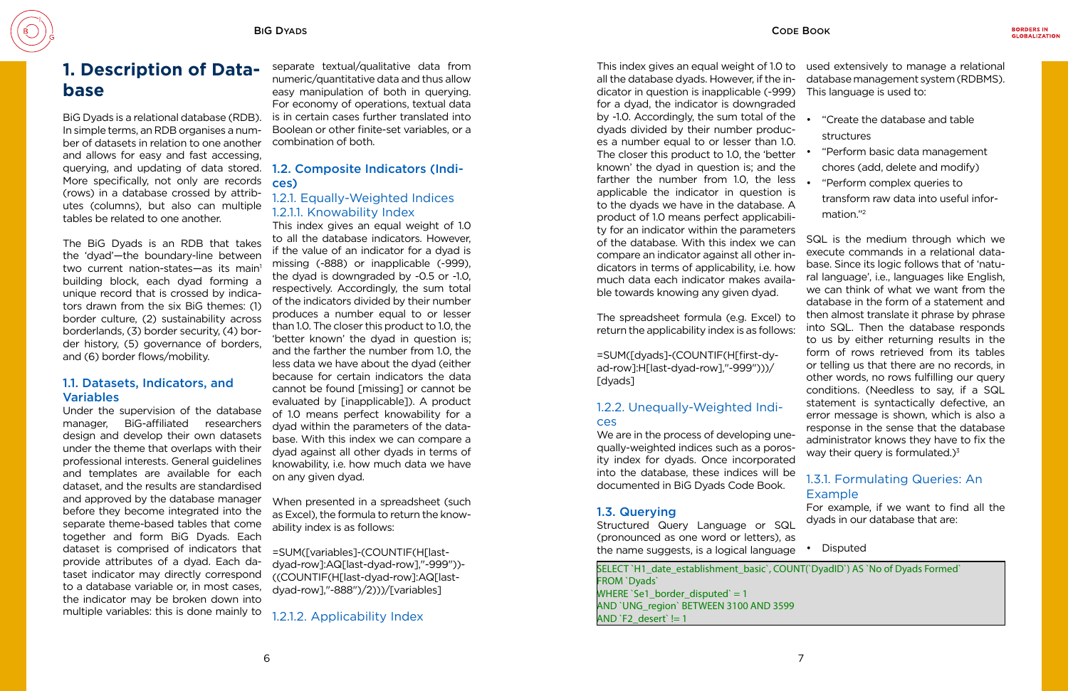# 1. Description of Database

BiG Dyads is a relational database (RDB). In simple terms, an RDB organises a number of datasets in relation to one another and allows for easy and fast accessing, querying, and updating of data stored. More specifically, not only are records (rows) in a database crossed by attributes (columns), but also can multiple tables be related to one another.

The BiG Dyads is an RDB that takes the 'dyad'—the boundary-line between two current nation-states—as its main[1] building block, each dyad forming a unique record that is crossed by indicators drawn from the six BiG themes: (1) border culture, (2) sustainability across borderlands, (3) border security, (4) border history, (5) governance of borders, and (6) border flows/mobility.

## 1.1. Datasets, Indicators, and Variables

Under the supervision of the database manager, BiG-affiliated researchers design and develop their own datasets under the theme that overlaps with their professional interests. General guidelines and templates are available for each dataset, and the results are standardised and approved by the database manager before they become integrated into the separate theme-based tables that come together and form BiG Dyads. Each dataset is comprised of indicators that provide attributes of a dyad. Each dataset indicator may directly correspond to a database variable or, in most cases, the indicator may be broken down into multiple variables: this is done mainly to separate textual/qualitative data from numeric/quantitative data and thus allow easy manipulation of both in querying. For economy of operations, textual data is in certain cases further translated into Boolean or other finite-set variables, or a combination of both.

## 1.2. Composite Indicators (Indices)

### 1.2.1. Equally-Weighted Indices

#### 1.2.1.1. Knowability Index

This index gives an equal weight of 1.0 to all the database indicators. However, if the value of an indicator for a dyad is missing (-888) or inapplicable (-999), the dyad is downgraded by -0.5 or -1.0, respectively. Accordingly, the sum total of the indicators divided by their number produces a number equal to or lesser than 1.0. The closer this product to 1.0, the 'better known' the dyad in question is; and the farther the number from 1.0, the less data we have about the dyad (either because for certain indicators the data cannot be found [missing] or cannot be evaluated by [inapplicable]). A product of 1.0 means perfect knowability for a dyad within the parameters of the database. With this index we can compare a dyad against all other dyads in terms of knowability, i.e. how much data we have on any given dyad.

When presented in a spreadsheet (such as Excel), the formula to return the knowability index is as follows:

=SUM([variables]-(COUNTIF(H[last-dyad-row]:AQ[last-dyad-row],"-999"))-((COUNTIF(H[last-dyad-row]:AQ[last-dyad-row],"-888")/2)))/[variables]

#### 1.2.1.2. Applicability Index

This index gives an equal weight of 1.0 to all the database dyads. However, if the indicator in question is inapplicable (-999) for a dyad, the indicator is downgraded by -1.0. Accordingly, the sum total of the dyads divided by their number produces a number equal to or lesser than 1.0. The closer this product to 1.0, the 'better known' the dyad in question is; and the farther the number from 1.0, the less applicable the indicator in question is to the dyads we have in the database. A product of 1.0 means perfect applicability for an indicator within the parameters of the database. With this index we can compare an indicator against all other indicators in terms of applicability, i.e. how much data each indicator makes available towards knowing any given dyad.

The spreadsheet formula (e.g. Excel) to return the applicability index is as follows:

=SUM([dyads]-(COUNTIF(H[first-dyad-row]:H[last-dyad-row],"-999")))/[dyads]

### 1.2.2. Unequally-Weighted Indices

We are in the process of developing unequally-weighted indices such as a porosity index for dyads. Once incorporated into the database, these indices will be documented in BiG Dyads Code Book.

## 1.3. Querying

Structured Query Language or SQL (pronounced as one word or letters), as the name suggests, is a logical language used extensively to manage a relational database management system (RDBMS). This language is used to:

- "Create the database and table structures
- "Perform basic data management chores (add, delete and modify)
- "Perform complex queries to transform raw data into useful information."[2]

SQL is the medium through which we execute commands in a relational database. Since its logic follows that of 'natural language', i.e., languages like English, we can think of what we want from the database in the form of a statement and then almost translate it phrase by phrase into SQL. Then the database responds to us by either returning results in the form of rows retrieved from its tables or telling us that there are no records, in other words, no rows fulfilling our query conditions. (Needless to say, if a SQL statement is syntactically defective, an error message is shown, which is also a response in the sense that the database administrator knows they have to fix the way their query is formulated.)[3]

### 1.3.1. Formulating Queries: An Example

For example, if we want to find all the dyads in our database that are:

- Disputed

```
SELECT `H1_date_establishment_basic`, COUNT(`DyadID`) AS `No of Dyads Formed`
FROM `Dyads`
WHERE `Se1_border_disputed` = 1
AND `UNG_region` BETWEEN 3100 AND 3599
AND `F2_desert` != 1
```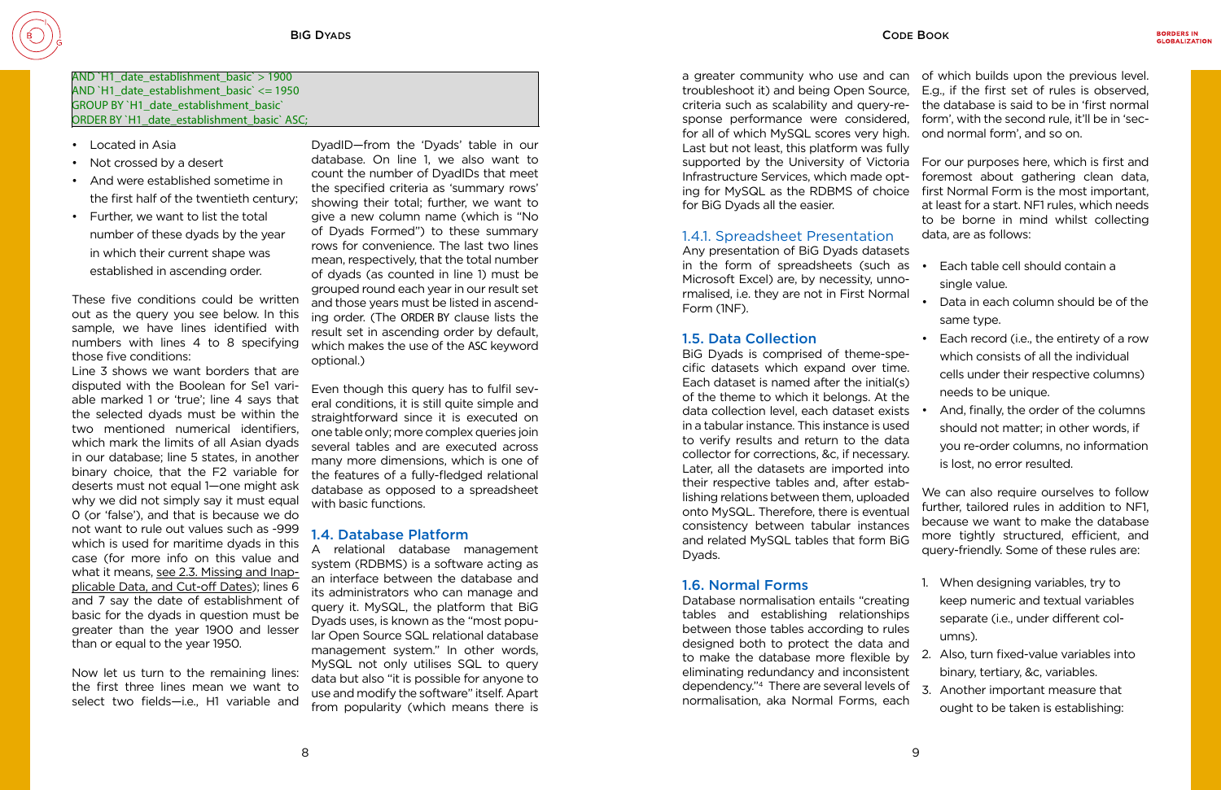```
AND `H1_date_establishment_basic` > 1900
AND `H1_date_establishment_basic` <= 1950
GROUP BY `H1_date_establishment_basic`
ORDER BY `H1_date_establishment_basic` ASC;
```

- Located in Asia
- Not crossed by a desert
- And were established sometime in the first half of the twentieth century;
- Further, we want to list the total number of these dyads by the year in which their current shape was established in ascending order.

These five conditions could be written out as the query you see below. In this sample, we have lines identified with numbers with lines 4 to 8 specifying those five conditions:

Line 3 shows we want borders that are disputed with the Boolean for Se1 variable marked 1 or 'true'; line 4 says that the selected dyads must be within the two mentioned numerical identifiers, which mark the limits of all Asian dyads in our database; line 5 states, in another binary choice, that the F2 variable for deserts must not equal 1—one might ask why we did not simply say it must equal 0 (or 'false'), and that is because we do not want to rule out values such as -999 which is used for maritime dyads in this case (for more info on this value and what it means, see 2.3. Missing and Inapplicable Data, and Cut-off Dates); lines 6 and 7 say the date of establishment of basic for the dyads in question must be greater than the year 1900 and lesser than or equal to the year 1950.

Now let us turn to the remaining lines: the first three lines mean we want to select two fields—i.e., H1 variable and DyadID—from the 'Dyads' table in our database. On line 1, we also want to count the number of DyadIDs that meet the specified criteria as 'summary rows' showing their total; further, we want to give a new column name (which is "No of Dyads Formed") to these summary rows for convenience. The last two lines mean, respectively, that the total number of dyads (as counted in line 1) must be grouped round each year in our result set and those years must be listed in ascending order. (The ORDER BY clause lists the result set in ascending order by default, which makes the use of the ASC keyword optional.)

Even though this query has to fulfil several conditions, it is still quite simple and straightforward since it is executed on one table only; more complex queries join several tables and are executed across many more dimensions, which is one of the features of a fully-fledged relational database as opposed to a spreadsheet with basic functions.

## 1.4. Database Platform

A relational database management system (RDBMS) is a software acting as an interface between the database and its administrators who can manage and query it. MySQL, the platform that BiG Dyads uses, is known as the "most popular Open Source SQL relational database management system." In other words, MySQL not only utilises SQL to query data but also "it is possible for anyone to use and modify the software" itself. Apart from popularity (which means there is a greater community who use and can troubleshoot it) and being Open Source, criteria such as scalability and query-response performance were considered, for all of which MySQL scores very high. Last but not least, this platform was fully supported by the University of Victoria Infrastructure Services, which made opting for MySQL as the RDBMS of choice for BiG Dyads all the easier.

### 1.4.1. Spreadsheet Presentation

Any presentation of BiG Dyads datasets in the form of spreadsheets (such as Microsoft Excel) are, by necessity, unnormalised, i.e. they are not in First Normal Form (1NF).

## 1.5. Data Collection

BiG Dyads is comprised of theme-specific datasets which expand over time. Each dataset is named after the initial(s) of the theme to which it belongs. At the data collection level, each dataset exists in a tabular instance. This instance is used to verify results and return to the data collector for corrections, &c, if necessary. Later, all the datasets are imported into their respective tables and, after establishing relations between them, uploaded onto MySQL. Therefore, there is eventual consistency between tabular instances and related MySQL tables that form BiG Dyads.

## 1.6. Normal Forms

Database normalisation entails "creating tables and establishing relationships between those tables according to rules designed both to protect the data and to make the database more flexible by eliminating redundancy and inconsistent dependency."[4] There are several levels of normalisation, aka Normal Forms, each of which builds upon the previous level. E.g., if the first set of rules is observed, the database is said to be in 'first normal form', with the second rule, it'll be in 'second normal form', and so on.

For our purposes here, which is first and foremost about gathering clean data, first Normal Form is the most important, at least for a start. NF1 rules, which needs to be borne in mind whilst collecting data, are as follows:

- Each table cell should contain a single value.
- Data in each column should be of the same type.
- Each record (i.e., the entirety of a row which consists of all the individual cells under their respective columns) needs to be unique.
- And, finally, the order of the columns should not matter; in other words, if you re-order columns, no information is lost, no error resulted.

We can also require ourselves to follow further, tailored rules in addition to NF1, because we want to make the database more tightly structured, efficient, and query-friendly. Some of these rules are:

1. When designing variables, try to keep numeric and textual variables separate (i.e., under different columns).
2. Also, turn fixed-value variables into binary, tertiary, &c, variables.
3. Another important measure that ought to be taken is establishing: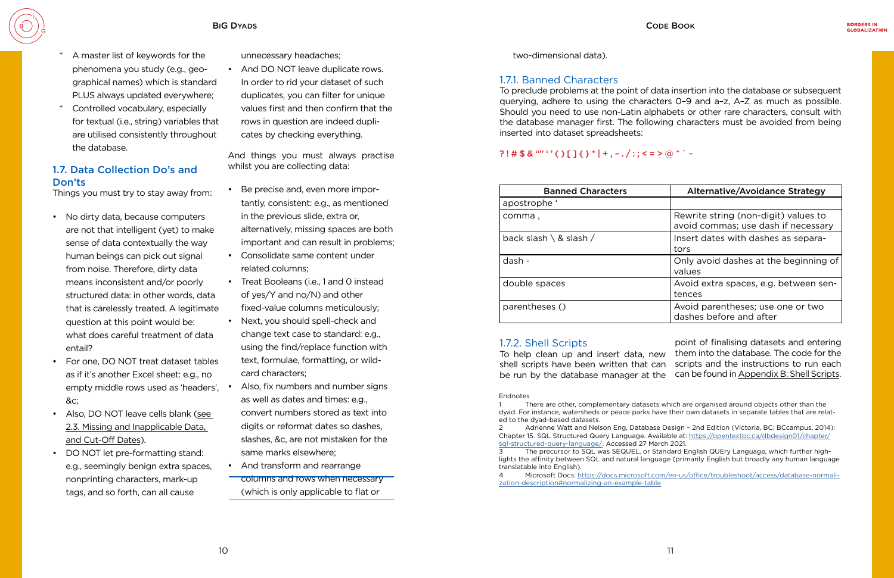* A master list of keywords for the phenomena you study (e.g., geographical names) which is standard PLUS always updated everywhere;
* Controlled vocabulary, especially for textual (i.e., string) variables that are utilised consistently throughout the database.

## 1.7. Data Collection Do's and Don'ts

Things you must try to stay away from:

- No dirty data, because computers are not that intelligent (yet) to make sense of data contextually the way human beings can pick out signal from noise. Therefore, dirty data means inconsistent and/or poorly structured data: in other words, data that is carelessly treated. A legitimate question at this point would be: what does careful treatment of data entail?
- For one, DO NOT treat dataset tables as if it's another Excel sheet: e.g., no empty middle rows used as 'headers', &c;
- Also, DO NOT leave cells blank (see 2.3. Missing and Inapplicable Data, and Cut-Off Dates).
- DO NOT let pre-formatting stand: e.g., seemingly benign extra spaces, nonprinting characters, mark-up tags, and so forth, can all cause unnecessary headaches;
- And DO NOT leave duplicate rows. In order to rid your dataset of such duplicates, you can filter for unique values first and then confirm that the rows in question are indeed duplicates by checking everything.

And things you must always practise whilst you are collecting data:

- Be precise and, even more importantly, consistent: e.g., as mentioned in the previous slide, extra or, alternatively, missing spaces are both important and can result in problems;
- Consolidate same content under related columns;
- Treat Booleans (i.e., 1 and 0 instead of yes/Y and no/N) and other fixed-value columns meticulously;
- Next, you should spell-check and change text case to standard: e.g., using the find/replace function with text, formulae, formatting, or wildcard characters;
- Also, fix numbers and number signs as well as dates and times: e.g., convert numbers stored as text into digits or reformat dates so dashes, slashes, &c, are not mistaken for the same marks elsewhere;
- And transform and rearrange columns and rows when necessary (which is only applicable to flat or two-dimensional data).

### 1.7.1. Banned Characters

To preclude problems at the point of data insertion into the database or subsequent querying, adhere to using the characters 0–9 and a–z, A–Z as much as possible. Should you need to use non-Latin alphabets or other rare characters, consult with the database manager first. The following characters must be avoided from being inserted into dataset spreadsheets:

? ! # $ & "" ' ' ( ) [ ] { } * | + , – . / : ; < = > @ ^ ` ~

| Banned Characters | Alternative/Avoidance Strategy |
|---|---|
| apostrophe ' | |
| comma , | Rewrite string (non-digit) values to avoid commas; use dash if necessary |
| back slash \ & slash / | Insert dates with dashes as separators |
| dash - | Only avoid dashes at the beginning of values |
| double spaces | Avoid extra spaces, e.g. between sentences |
| parentheses () | Avoid parentheses; use one or two dashes before and after |

### 1.7.2. Shell Scripts

To help clean up and insert data, new shell scripts have been written that can be run by the database manager at the point of finalising datasets and entering them into the database. The code for the scripts and the instructions to run each can be found in Appendix B: Shell Scripts.

Endnotes

1 There are other, complementary datasets which are organised around objects other than the dyad. For instance, watersheds or peace parks have their own datasets in separate tables that are related to the dyad-based datasets.

2 Adrienne Watt and Nelson Eng, Database Design – 2nd Edition (Victoria, BC: BCcampus, 2014): Chapter 15. SQL Structured Query Language. Available at: https://opentextbc.ca/dbdesign01/chapter/sql-structured-query-language/. Accessed 27 March 2021.

3 The precursor to SQL was SEQUEL, or Standard English QUEry Language, which further highlights the affinity between SQL and natural language (primarily English but broadly any human language translatable into English).

4 Microsoft Docs: https://docs.microsoft.com/en-us/office/troubleshoot/access/database-normalization-description#normalizing-an-example-table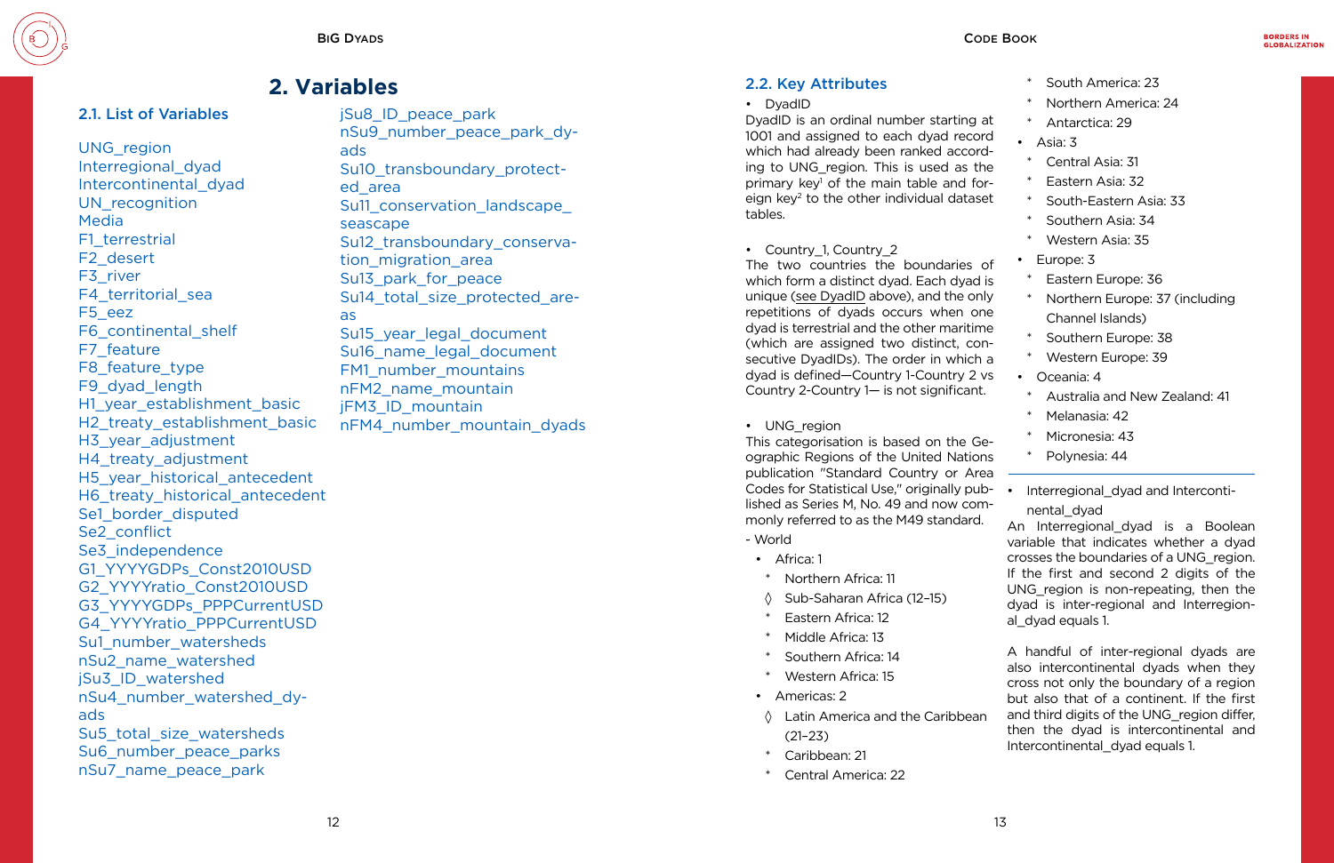# 2. Variables

## 2.1. List of Variables

UNG_region
Interregional_dyad
Intercontinental_dyad
UN_recognition
Media
F1_terrestrial
F2_desert
F3_river
F4_territorial_sea
F5_eez
F6_continental_shelf
F7_feature
F8_feature_type
F9_dyad_length
H1_year_establishment_basic
H2_treaty_establishment_basic
H3_year_adjustment
H4_treaty_adjustment
H5_year_historical_antecedent
H6_treaty_historical_antecedent
Se1_border_disputed
Se2_conflict
Se3_independence
G1_YYYYGDPs_Const2010USD
G2_YYYYratio_Const2010USD
G3_YYYYGDPs_PPPCurrentUSD
G4_YYYYratio_PPPCurrentUSD
Su1_number_watersheds
nSu2_name_watershed
jSu3_ID_watershed
nSu4_number_watershed_dyads
Su5_total_size_watersheds
Su6_number_peace_parks
nSu7_name_peace_park
jSu8_ID_peace_park
nSu9_number_peace_park_dyads
Su10_transboundary_protected_area
Su11_conservation_landscape_seascape
Su12_transboundary_conservation_migration_area
Su13_park_for_peace
Su14_total_size_protected_areas
Su15_year_legal_document
Su16_name_legal_document
FM1_number_mountains
nFM2_name_mountain
jFM3_ID_mountain
nFM4_number_mountain_dyads

## 2.2. Key Attributes

- DyadID

DyadID is an ordinal number starting at 1001 and assigned to each dyad record which had already been ranked according to UNG_region. This is used as the primary key[1] of the main table and foreign key[2] to the other individual dataset tables.

- Country_1, Country_2

The two countries the boundaries of which form a distinct dyad. Each dyad is unique (see DyadID above), and the only repetitions of dyads occurs when one dyad is terrestrial and the other maritime (which are assigned two distinct, consecutive DyadIDs). The order in which a dyad is defined—Country 1-Country 2 vs Country 2-Country 1— is not significant.

- UNG_region

This categorisation is based on the Geographic Regions of the United Nations publication "Standard Country or Area Codes for Statistical Use," originally published as Series M, No. 49 and now commonly referred to as the M49 standard.

- World
  - Africa: 1
    - * Northern Africa: 11
    - ◊ Sub-Saharan Africa (12–15)
    - * Eastern Africa: 12
    - * Middle Africa: 13
    - * Southern Africa: 14
    - * Western Africa: 15
  - Americas: 2
    - ◊ Latin America and the Caribbean (21–23)
    - * Caribbean: 21
    - * Central America: 22
    - * South America: 23
    - * Northern America: 24
    - * Antarctica: 29
  - Asia: 3
    - * Central Asia: 31
    - * Eastern Asia: 32
    - * South-Eastern Asia: 33
    - * Southern Asia: 34
    - * Western Asia: 35
  - Europe: 3
    - * Eastern Europe: 36
    - * Northern Europe: 37 (including Channel Islands)
    - * Southern Europe: 38
    - * Western Europe: 39
  - Oceania: 4
    - * Australia and New Zealand: 41
    - * Melanasia: 42
    - * Micronesia: 43
    - * Polynesia: 44

- Interregional_dyad and Intercontinental_dyad

An Interregional_dyad is a Boolean variable that indicates whether a dyad crosses the boundaries of a UNG_region. If the first and second 2 digits of the UNG_region is non-repeating, then the dyad is inter-regional and Interregional_dyad equals 1.

A handful of inter-regional dyads are also intercontinental dyads when they cross not only the boundary of a region but also that of a continent. If the first and third digits of the UNG_region differ, then the dyad is intercontinental and Intercontinental_dyad equals 1.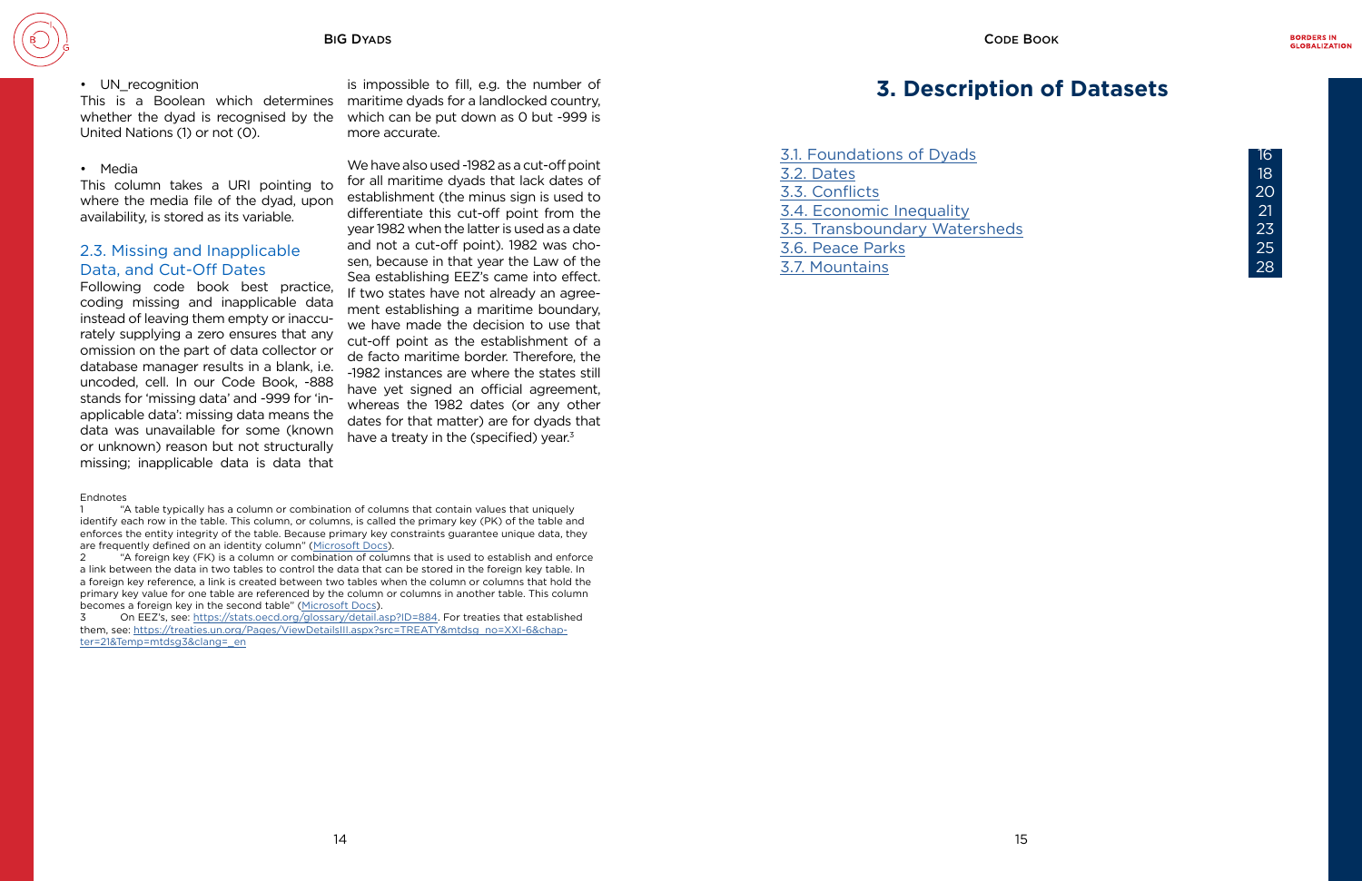- UN_recognition

This is a Boolean which determines whether the dyad is recognised by the United Nations (1) or not (0).

- Media

This column takes a URI pointing to where the media file of the dyad, upon availability, is stored as its variable.

## 2.3. Missing and Inapplicable Data, and Cut-Off Dates

Following code book best practice, coding missing and inapplicable data instead of leaving them empty or inaccurately supplying a zero ensures that any omission on the part of data collector or database manager results in a blank, i.e. uncoded, cell. In our Code Book, -888 stands for 'missing data' and -999 for 'inapplicable data': missing data means the data was unavailable for some (known or unknown) reason but not structurally missing; inapplicable data is data that is impossible to fill, e.g. the number of maritime dyads for a landlocked country, which can be put down as 0 but -999 is more accurate.

We have also used -1982 as a cut-off point for all maritime dyads that lack dates of establishment (the minus sign is used to differentiate this cut-off point from the year 1982 when the latter is used as a date and not a cut-off point). 1982 was chosen, because in that year the Law of the Sea establishing EEZ's came into effect. If two states have not already an agreement establishing a maritime boundary, we have made the decision to use that cut-off point as the establishment of a de facto maritime border. Therefore, the -1982 instances are where the states still have yet signed an official agreement, whereas the 1982 dates (or any other dates for that matter) are for dyads that have a treaty in the (specified) year.[3]

Endnotes

1 "A table typically has a column or combination of columns that contain values that uniquely identify each row in the table. This column, or columns, is called the primary key (PK) of the table and enforces the entity integrity of the table. Because primary key constraints guarantee unique data, they are frequently defined on an identity column" (Microsoft Docs).

2 "A foreign key (FK) is a column or combination of columns that is used to establish and enforce a link between the data in two tables to control the data that can be stored in the foreign key table. In a foreign key reference, a link is created between two tables when the column or columns that hold the primary key value for one table are referenced by the column or columns in another table. This column becomes a foreign key in the second table" (Microsoft Docs).

3 On EEZ's, see: https://stats.oecd.org/glossary/detail.asp?ID=884. For treaties that established them, see: https://treaties.un.org/Pages/ViewDetailsIII.aspx?src=TREATY&mtdsg_no=XXI-6&chapter=21&Temp=mtdsg3&clang=_en

# 3. Description of Datasets

| | |
|---|---|
| 3.1. Foundations of Dyads | 16 |
| 3.2. Dates | 18 |
| 3.3. Conflicts | 20 |
| 3.4. Economic Inequality | 21 |
| 3.5. Transboundary Watersheds | 23 |
| 3.6. Peace Parks | 25 |
| 3.7. Mountains | 28 |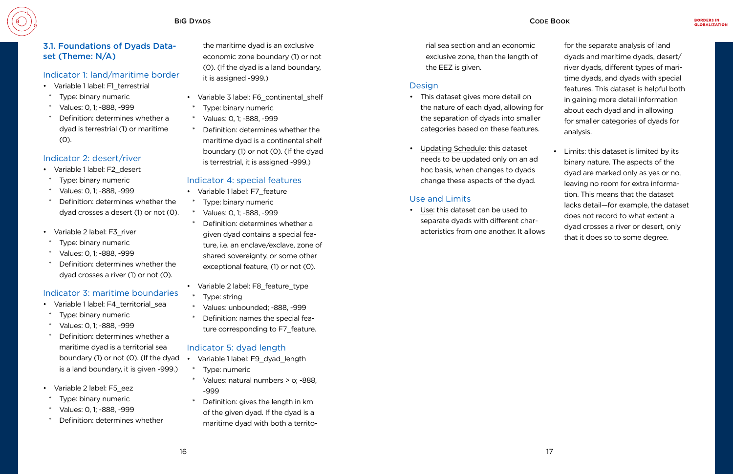## 3.1. Foundations of Dyads Dataset (Theme: N/A)

### Indicator 1: land/maritime border

- Variable 1 label: F1_terrestrial
  - Type: binary numeric
  - Values: 0, 1; -888, -999
  - Definition: determines whether a dyad is terrestrial (1) or maritime (0).

### Indicator 2: desert/river

- Variable 1 label: F2_desert
  - Type: binary numeric
  - Values: 0, 1; -888, -999
  - Definition: determines whether the dyad crosses a desert (1) or not (0).
- Variable 2 label: F3_river
  - Type: binary numeric
  - Values: 0, 1; -888, -999
  - Definition: determines whether the dyad crosses a river (1) or not (0).

### Indicator 3: maritime boundaries

- Variable 1 label: F4_territorial_sea
  - Type: binary numeric
  - Values: 0, 1; -888, -999
  - Definition: determines whether a maritime dyad is a territorial sea boundary (1) or not (0). (If the dyad is a land boundary, it is given -999.)
- Variable 2 label: F5_eez
  - Type: binary numeric
  - Values: 0, 1; -888, -999
  - Definition: determines whether the maritime dyad is an exclusive economic zone boundary (1) or not (0). (If the dyad is a land boundary, it is assigned -999.)
- Variable 3 label: F6_continental_shelf
  - Type: binary numeric
  - Values: 0, 1; -888, -999
  - Definition: determines whether the maritime dyad is a continental shelf boundary (1) or not (0). (If the dyad is terrestrial, it is assigned -999.)

### Indicator 4: special features

- Variable 1 label: F7_feature
  - Type: binary numeric
  - Values: 0, 1; -888, -999
  - Definition: determines whether a given dyad contains a special feature, i.e. an enclave/exclave, zone of shared sovereignty, or some other exceptional feature, (1) or not (0).
- Variable 2 label: F8_feature_type
  - Type: string
  - Values: unbounded; -888, -999
  - Definition: names the special feature corresponding to F7_feature.

### Indicator 5: dyad length

- Variable 1 label: F9_dyad_length
  - Type: numeric
  - Values: natural numbers > o; -888, -999
  - Definition: gives the length in km of the given dyad. If the dyad is a maritime dyad with both a territorial sea section and an economic exclusive zone, then the length of the EEZ is given.

### Design

- This dataset gives more detail on the nature of each dyad, allowing for the separation of dyads into smaller categories based on these features.
- Updating Schedule: this dataset needs to be updated only on an ad hoc basis, when changes to dyads change these aspects of the dyad.

### Use and Limits

- Use: this dataset can be used to separate dyads with different characteristics from one another. It allows for the separate analysis of land dyads and maritime dyads, desert/river dyads, different types of maritime dyads, and dyads with special features. This dataset is helpful both in gaining more detail information about each dyad and in allowing for smaller categories of dyads for analysis.
- Limits: this dataset is limited by its binary nature. The aspects of the dyad are marked only as yes or no, leaving no room for extra information. This means that the dataset lacks detail—for example, the dataset does not record to what extent a dyad crosses a river or desert, only that it does so to some degree.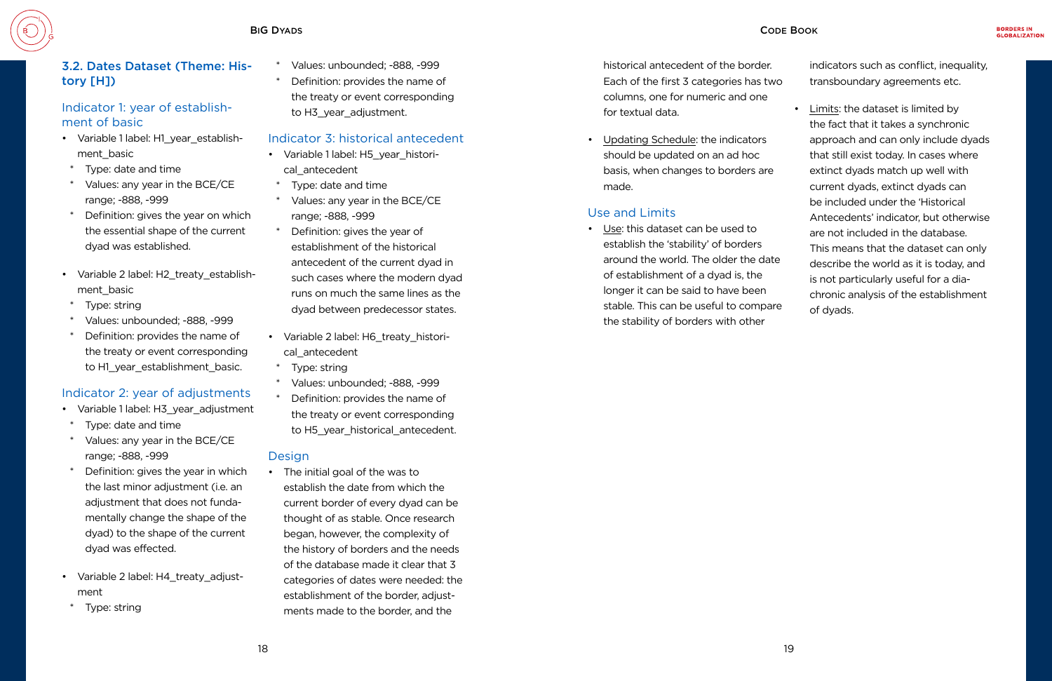## 3.2. Dates Dataset (Theme: History [H])

### Indicator 1: year of establishment of basic

- Variable 1 label: H1_year_establishment_basic
  - Type: date and time
  - Values: any year in the BCE/CE range; -888, -999
  - Definition: gives the year on which the essential shape of the current dyad was established.
- Variable 2 label: H2_treaty_establishment_basic
  - Type: string
  - Values: unbounded; -888, -999
  - Definition: provides the name of the treaty or event corresponding to H1_year_establishment_basic.

### Indicator 2: year of adjustments

- Variable 1 label: H3_year_adjustment
  - Type: date and time
  - Values: any year in the BCE/CE range; -888, -999
  - Definition: gives the year in which the last minor adjustment (i.e. an adjustment that does not fundamentally change the shape of the dyad) to the shape of the current dyad was effected.
- Variable 2 label: H4_treaty_adjustment
  - Type: string
  - Values: unbounded; -888, -999
  - Definition: provides the name of the treaty or event corresponding to H3_year_adjustment.

### Indicator 3: historical antecedent

- Variable 1 label: H5_year_historical_antecedent
  - Type: date and time
  - Values: any year in the BCE/CE range; -888, -999
  - Definition: gives the year of establishment of the historical antecedent of the current dyad in such cases where the modern dyad runs on much the same lines as the dyad between predecessor states.
- Variable 2 label: H6_treaty_historical_antecedent
  - Type: string
  - Values: unbounded; -888, -999
  - Definition: provides the name of the treaty or event corresponding to H5_year_historical_antecedent.

### Design

- The initial goal of the was to establish the date from which the current border of every dyad can be thought of as stable. Once research began, however, the complexity of the history of borders and the needs of the database made it clear that 3 categories of dates were needed: the establishment of the border, adjustments made to the border, and the historical antecedent of the border. Each of the first 3 categories has two columns, one for numeric and one for textual data.
- Updating Schedule: the indicators should be updated on an ad hoc basis, when changes to borders are made.

### Use and Limits

- Use: this dataset can be used to establish the 'stability' of borders around the world. The older the date of establishment of a dyad is, the longer it can be said to have been stable. This can be useful to compare the stability of borders with other indicators such as conflict, inequality, transboundary agreements etc.
- Limits: the dataset is limited by the fact that it takes a synchronic approach and can only include dyads that still exist today. In cases where extinct dyads match up well with current dyads, extinct dyads can be included under the 'Historical Antecedents' indicator, but otherwise are not included in the database. This means that the dataset can only describe the world as it is today, and is not particularly useful for a diachronic analysis of the establishment of dyads.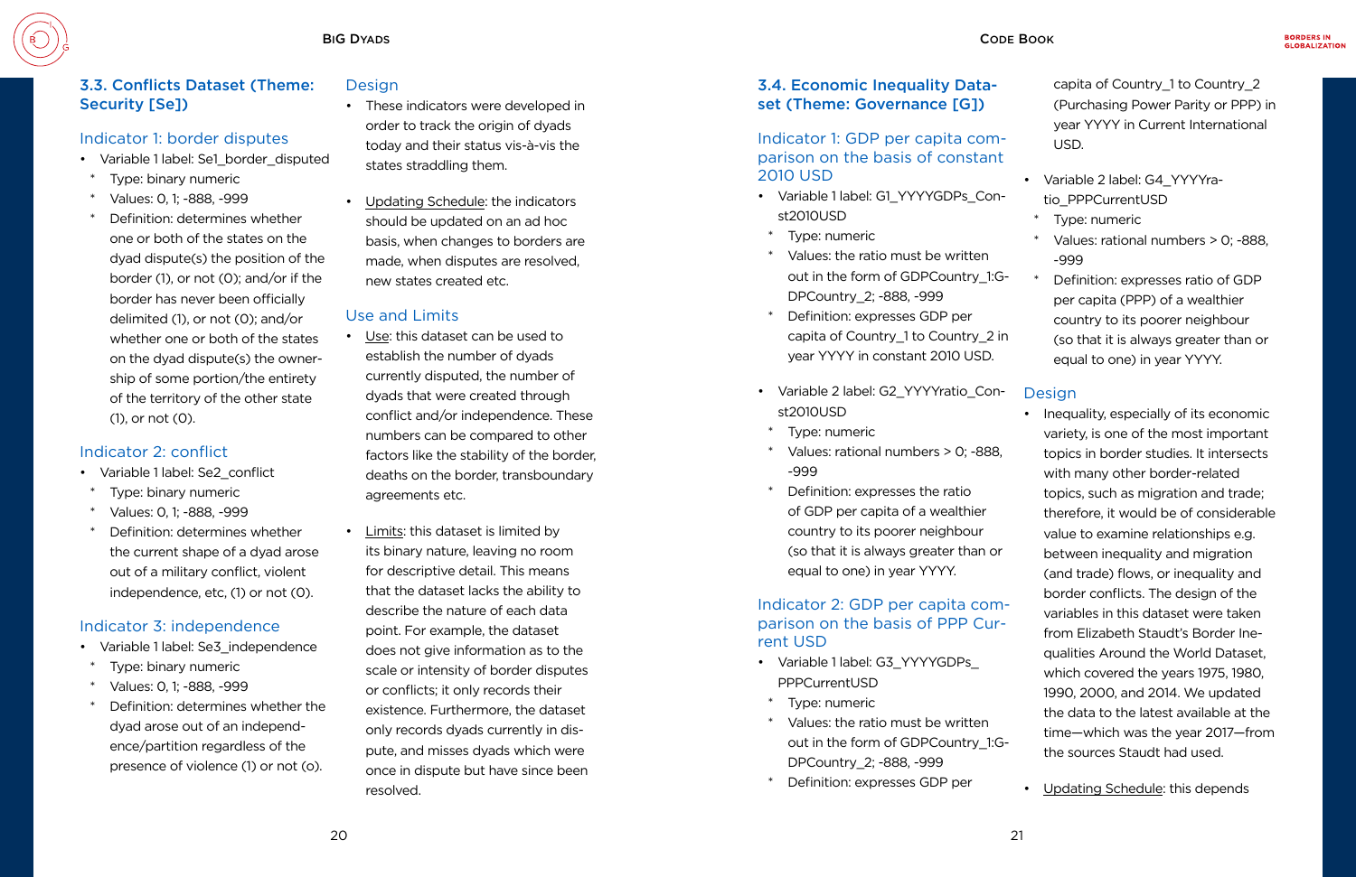## 3.3. Conflicts Dataset (Theme: Security [Se])

### Indicator 1: border disputes

- Variable 1 label: Se1_border_disputed
  - Type: binary numeric
  - Values: 0, 1; -888, -999
  - Definition: determines whether one or both of the states on the dyad dispute(s) the position of the border (1), or not (0); and/or if the border has never been officially delimited (1), or not (0); and/or whether one or both of the states on the dyad dispute(s) the ownership of some portion/the entirety of the territory of the other state (1), or not (0).

### Indicator 2: conflict

- Variable 1 label: Se2_conflict
  - Type: binary numeric
  - Values: 0, 1; -888, -999
  - Definition: determines whether the current shape of a dyad arose out of a military conflict, violent independence, etc, (1) or not (0).

### Indicator 3: independence

- Variable 1 label: Se3_independence
  - Type: binary numeric
  - Values: 0, 1; -888, -999
  - Definition: determines whether the dyad arose out of an independence/partition regardless of the presence of violence (1) or not (o).

### Design

- These indicators were developed in order to track the origin of dyads today and their status vis-à-vis the states straddling them.

- Updating Schedule: the indicators should be updated on an ad hoc basis, when changes to borders are made, when disputes are resolved, new states created etc.

### Use and Limits

- Use: this dataset can be used to establish the number of dyads currently disputed, the number of dyads that were created through conflict and/or independence. These numbers can be compared to other factors like the stability of the border, deaths on the border, transboundary agreements etc.

- Limits: this dataset is limited by its binary nature, leaving no room for descriptive detail. This means that the dataset lacks the ability to describe the nature of each data point. For example, the dataset does not give information as to the scale or intensity of border disputes or conflicts; it only records their existence. Furthermore, the dataset only records dyads currently in dispute, and misses dyads which were once in dispute but have since been resolved.

## 3.4. Economic Inequality Dataset (Theme: Governance [G])

### Indicator 1: GDP per capita comparison on the basis of constant 2010 USD

- Variable 1 label: G1_YYYYGDPs_Const2010USD
  - Type: numeric
  - Values: the ratio must be written out in the form of GDPCountry_1:GDPCountry_2; -888, -999
  - Definition: expresses GDP per capita of Country_1 to Country_2 in year YYYY in constant 2010 USD.

- Variable 2 label: G2_YYYYRatio_Const2010USD
  - Type: numeric
  - Values: rational numbers > 0; -888, -999
  - Definition: expresses the ratio of GDP per capita of a wealthier country to its poorer neighbour (so that it is always greater than or equal to one) in year YYYY.

### Indicator 2: GDP per capita comparison on the basis of PPP Current USD

- Variable 1 label: G3_YYYYGDPs_PPPCurrentUSD
  - Type: numeric
  - Values: the ratio must be written out in the form of GDPCountry_1:GDPCountry_2; -888, -999
  - Definition: expresses GDP per capita of Country_1 to Country_2 (Purchasing Power Parity or PPP) in year YYYY in Current International USD.

- Variable 2 label: G4_YYYYratio_PPPCurrentUSD
  - Type: numeric
  - Values: rational numbers > 0; -888, -999
  - Definition: expresses ratio of GDP per capita (PPP) of a wealthier country to its poorer neighbour (so that it is always greater than or equal to one) in year YYYY.

### Design

- Inequality, especially of its economic variety, is one of the most important topics in border studies. It intersects with many other border-related topics, such as migration and trade; therefore, it would be of considerable value to examine relationships e.g. between inequality and migration (and trade) flows, or inequality and border conflicts. The design of the variables in this dataset were taken from Elizabeth Staudt's Border Inequalities Around the World Dataset, which covered the years 1975, 1980, 1990, 2000, and 2014. We updated the data to the latest available at the time—which was the year 2017—from the sources Staudt had used.

- Updating Schedule: this depends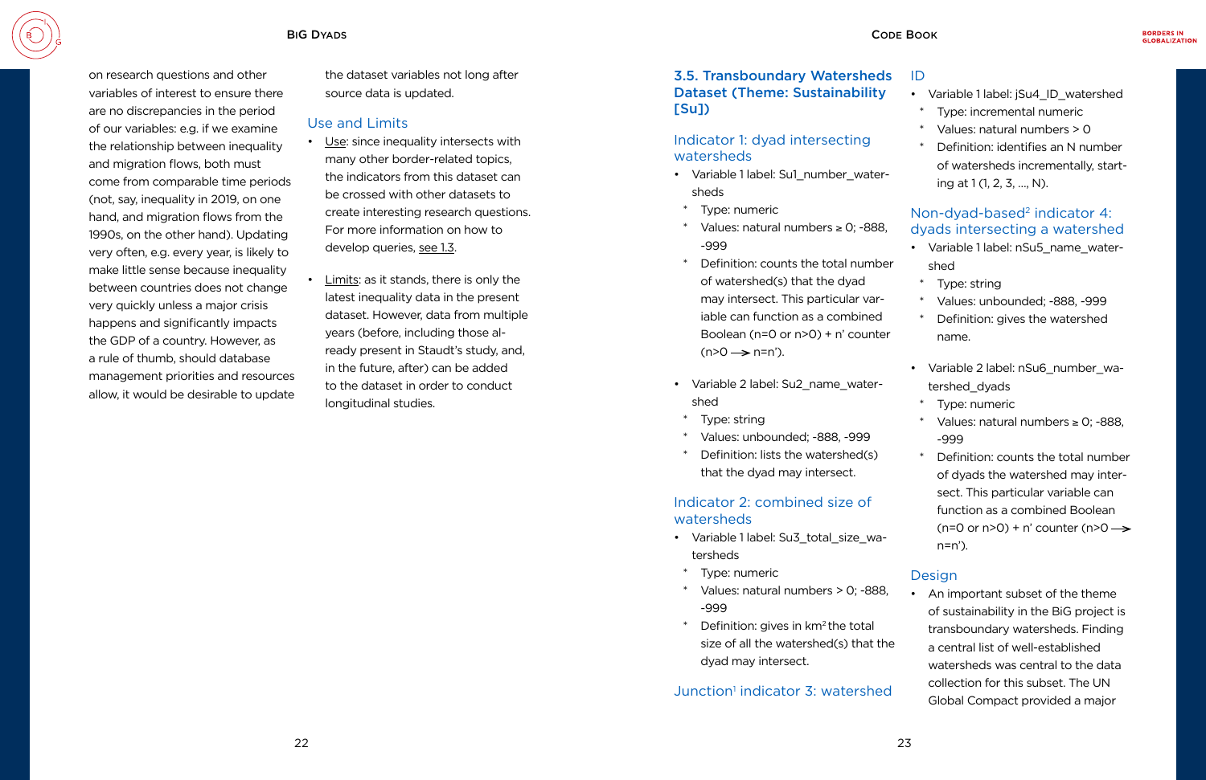on research questions and other variables of interest to ensure there are no discrepancies in the period of our variables: e.g. if we examine the relationship between inequality and migration flows, both must come from comparable time periods (not, say, inequality in 2019, on one hand, and migration flows from the 1990s, on the other hand). Updating very often, e.g. every year, is likely to make little sense because inequality between countries does not change very quickly unless a major crisis happens and significantly impacts the GDP of a country. However, as a rule of thumb, should database management priorities and resources allow, it would be desirable to update the dataset variables not long after source data is updated.

### Use and Limits

- Use: since inequality intersects with many other border-related topics, the indicators from this dataset can be crossed with other datasets to create interesting research questions. For more information on how to develop queries, see 1.3.
- Limits: as it stands, there is only the latest inequality data in the present dataset. However, data from multiple years (before, including those already present in Staudt's study, and, in the future, after) can be added to the dataset in order to conduct longitudinal studies.

## 3.5. Transboundary Watersheds Dataset (Theme: Sustainability [Su])

### Indicator 1: dyad intersecting watersheds

- Variable 1 label: Su1_number_watersheds
  - Type: numeric
  - Values: natural numbers ≥ 0; -888, -999
  - Definition: counts the total number of watershed(s) that the dyad may intersect. This particular variable can function as a combined Boolean (n=0 or n>0) + n' counter (n>0 ⟶ n=n').

- Variable 2 label: Su2_name_watershed
  - Type: string
  - Values: unbounded; -888, -999
  - Definition: lists the watershed(s) that the dyad may intersect.

### Indicator 2: combined size of watersheds

- Variable 1 label: Su3_total_size_watersheds
  - Type: numeric
  - Values: natural numbers > 0; -888, -999
  - Definition: gives in $km^2$ the total size of all the watershed(s) that the dyad may intersect.

### Junction[1] indicator 3: watershed ID

- Variable 1 label: jSu4_ID_watershed
  - Type: incremental numeric
  - Values: natural numbers > 0
  - Definition: identifies an N number of watersheds incrementally, starting at 1 (1, 2, 3, ..., N).

### Non-dyad-based[2] indicator 4: dyads intersecting a watershed

- Variable 1 label: nSu5_name_watershed
  - Type: string
  - Values: unbounded; -888, -999
  - Definition: gives the watershed name.

- Variable 2 label: nSu6_number_watershed_dyads
  - Type: numeric
  - Values: natural numbers ≥ 0; -888, -999
  - Definition: counts the total number of dyads the watershed may intersect. This particular variable can function as a combined Boolean (n=0 or n>0) + n' counter (n>0 ⟶ n=n').

### Design

- An important subset of the theme of sustainability in the BiG project is transboundary watersheds. Finding a central list of well-established watersheds was central to the data collection for this subset. The UN Global Compact provided a major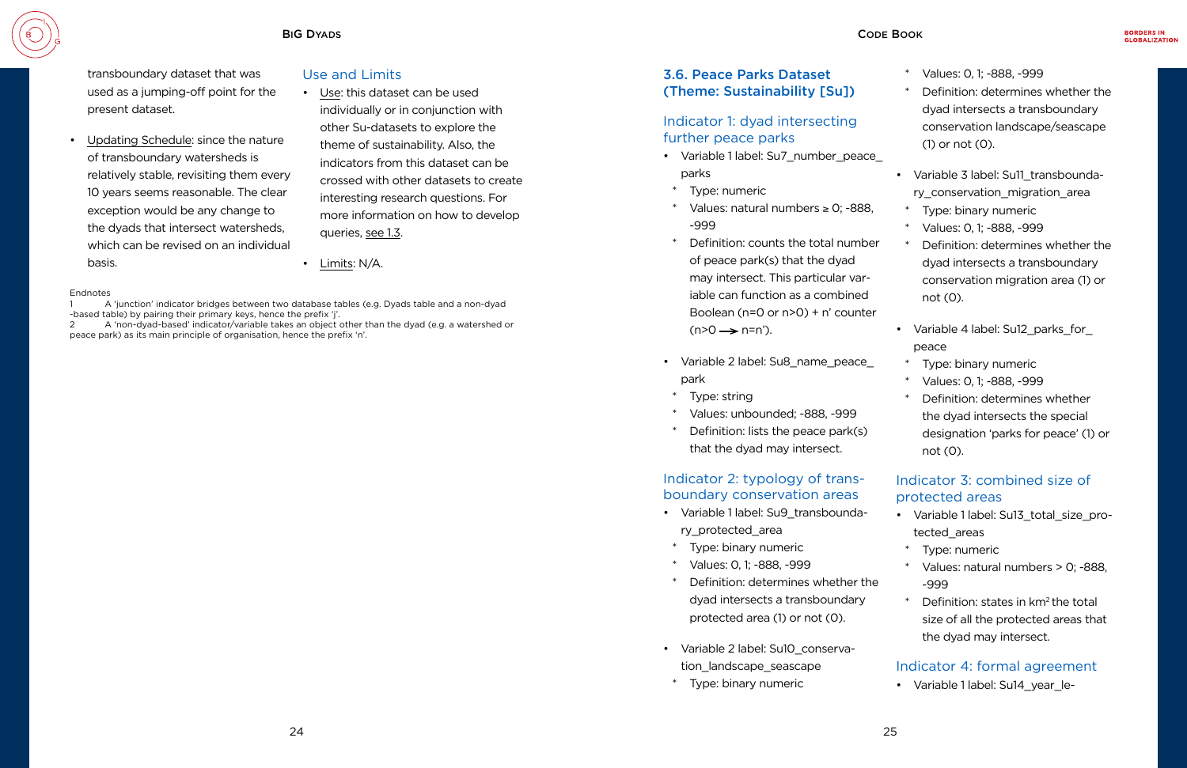transboundary dataset that was used as a jumping-off point for the present dataset.

- Updating Schedule: since the nature of transboundary watersheds is relatively stable, revisiting them every 10 years seems reasonable. The clear exception would be any change to the dyads that intersect watersheds, which can be revised on an individual basis.

### Use and Limits

- Use: this dataset can be used individually or in conjunction with other Su-datasets to explore the theme of sustainability. Also, the indicators from this dataset can be crossed with other datasets to create interesting research questions. For more information on how to develop queries, see 1.3.
- Limits: N/A.

Endnotes

1 A 'junction' indicator bridges between two database tables (e.g. Dyads table and a non-dyad -based table) by pairing their primary keys, hence the prefix 'j'.

2 A 'non-dyad-based' indicator/variable takes an object other than the dyad (e.g. a watershed or peace park) as its main principle of organisation, hence the prefix 'n'.

## 3.6. Peace Parks Dataset (Theme: Sustainability [Su])

### Indicator 1: dyad intersecting further peace parks

- Variable 1 label: Su7_number_peace_parks
  - Type: numeric
  - Values: natural numbers ≥ 0; -888, -999
  - Definition: counts the total number of peace park(s) that the dyad may intersect. This particular variable can function as a combined Boolean (n=0 or n>0) + n' counter (n>0 ⟶ n=n').
- Variable 2 label: Su8_name_peace_park
  - Type: string
  - Values: unbounded; -888, -999
  - Definition: lists the peace park(s) that the dyad may intersect.

### Indicator 2: typology of transboundary conservation areas

- Variable 1 label: Su9_transboundary_protected_area
  - Type: binary numeric
  - Values: 0, 1; -888, -999
  - Definition: determines whether the dyad intersects a transboundary protected area (1) or not (0).
- Variable 2 label: Su10_conservation_landscape_seascape
  - Type: binary numeric
  - Values: 0, 1; -888, -999
  - Definition: determines whether the dyad intersects a transboundary conservation landscape/seascape (1) or not (0).
- Variable 3 label: Su11_transboundary_conservation_migration_area
  - Type: binary numeric
  - Values: 0, 1; -888, -999
  - Definition: determines whether the dyad intersects a transboundary conservation migration area (1) or not (0).
- Variable 4 label: Su12_parks_for_peace
  - Type: binary numeric
  - Values: 0, 1; -888, -999
  - Definition: determines whether the dyad intersects the special designation 'parks for peace' (1) or not (0).

### Indicator 3: combined size of protected areas

- Variable 1 label: Su13_total_size_protected_areas
  - Type: numeric
  - Values: natural numbers > 0; -888, -999
  - Definition: states in $km^2$ the total size of all the protected areas that the dyad may intersect.

### Indicator 4: formal agreement

- Variable 1 label: Su14_year_le-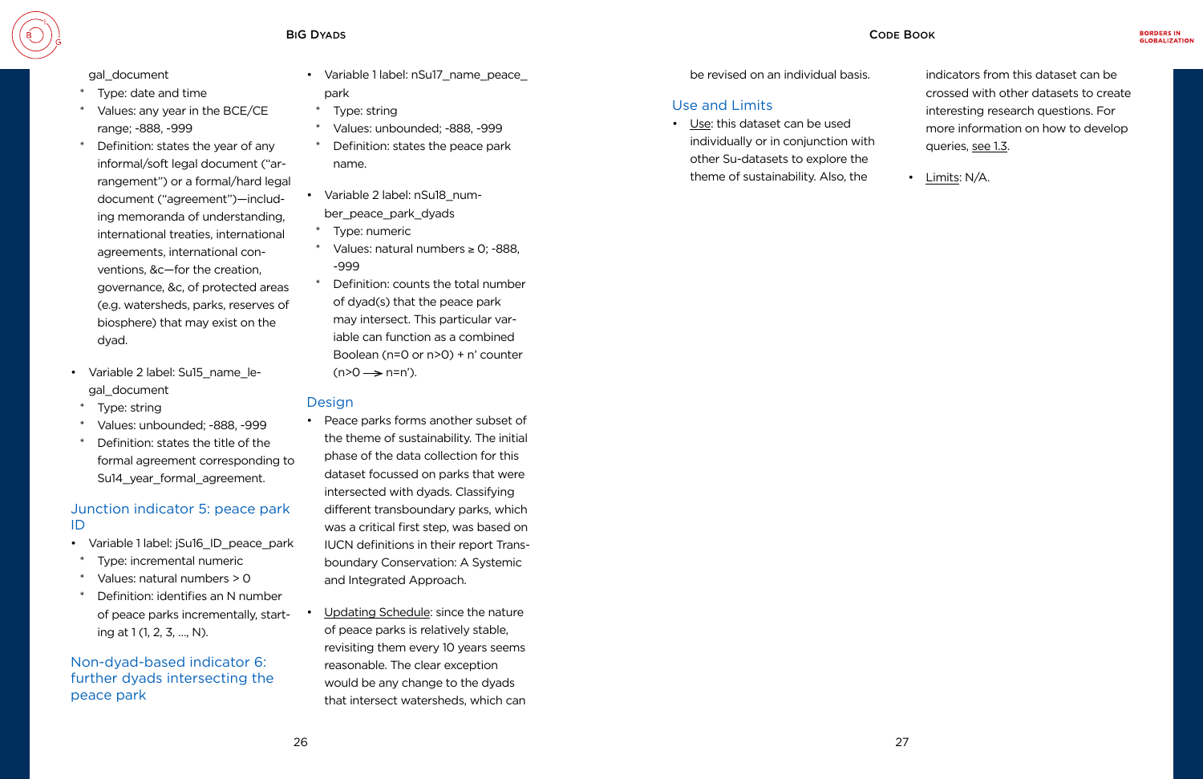gal_document

- Type: date and time
- Values: any year in the BCE/CE range; -888, -999
- Definition: states the year of any informal/soft legal document ("arrangement") or a formal/hard legal document ("agreement")—including memoranda of understanding, international treaties, international agreements, international conventions, &c—for the creation, governance, &c, of protected areas (e.g. watersheds, parks, reserves of biosphere) that may exist on the dyad.

- Variable 2 label: Su15_name_legal_document
  - Type: string
  - Values: unbounded; -888, -999
  - Definition: states the title of the formal agreement corresponding to Su14_year_formal_agreement.

## Junction indicator 5: peace park ID

- Variable 1 label: jSu16_ID_peace_park
  - Type: incremental numeric
  - Values: natural numbers > 0
  - Definition: identifies an N number of peace parks incrementally, starting at 1 (1, 2, 3, ..., N).

## Non-dyad-based indicator 6: further dyads intersecting the peace park

- Variable 1 label: nSu17_name_peace_park
  - Type: string
  - Values: unbounded; -888, -999
  - Definition: states the peace park name.

- Variable 2 label: nSu18_number_peace_park_dyads
  - Type: numeric
  - Values: natural numbers ≥ 0; -888, -999
  - Definition: counts the total number of dyad(s) that the peace park may intersect. This particular variable can function as a combined Boolean (n=0 or n>0) + n' counter (n>0 ⟶ n=n').

## Design

- Peace parks forms another subset of the theme of sustainability. The initial phase of the data collection for this dataset focussed on parks that were intersected with dyads. Classifying different transboundary parks, which was a critical first step, was based on IUCN definitions in their report Transboundary Conservation: A Systemic and Integrated Approach.

- Updating Schedule: since the nature of peace parks is relatively stable, revisiting them every 10 years seems reasonable. The clear exception would be any change to the dyads that intersect watersheds, which can be revised on an individual basis.

## Use and Limits

- Use: this dataset can be used individually or in conjunction with other Su-datasets to explore the theme of sustainability. Also, the indicators from this dataset can be crossed with other datasets to create interesting research questions. For more information on how to develop queries, see 1.3.

- Limits: N/A.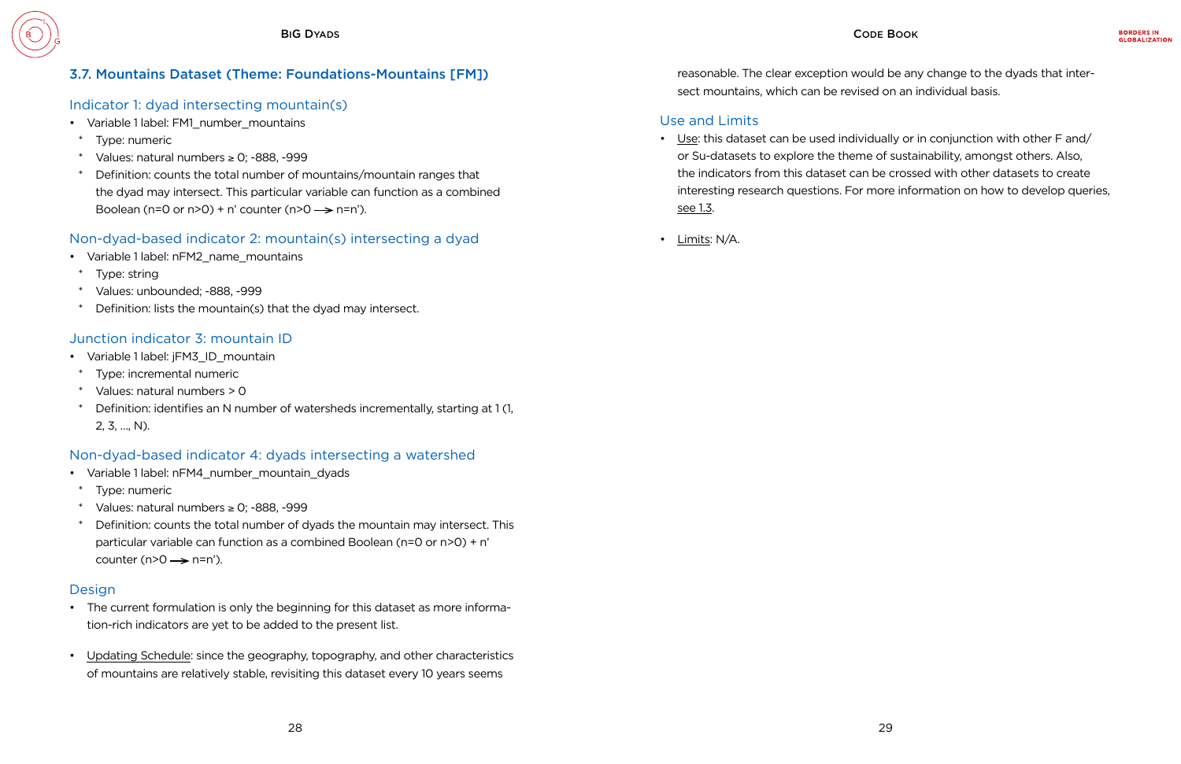## 3.7. Mountains Dataset (Theme: Foundations-Mountains [FM])

### Indicator 1: dyad intersecting mountain(s)

- Variable 1 label: FM1_number_mountains
  - Type: numeric
  - Values: natural numbers ≥ 0; -888, -999
  - Definition: counts the total number of mountains/mountain ranges that the dyad may intersect. This particular variable can function as a combined Boolean (n=0 or n>0) + n' counter (n>0 ⟶ n=n').

### Non-dyad-based indicator 2: mountain(s) intersecting a dyad

- Variable 1 label: nFM2_name_mountains
  - Type: string
  - Values: unbounded; -888, -999
  - Definition: lists the mountain(s) that the dyad may intersect.

### Junction indicator 3: mountain ID

- Variable 1 label: jFM3_ID_mountain
  - Type: incremental numeric
  - Values: natural numbers > 0
  - Definition: identifies an N number of watersheds incrementally, starting at 1 (1, 2, 3, ..., N).

### Non-dyad-based indicator 4: dyads intersecting a watershed

- Variable 1 label: nFM4_number_mountain_dyads
  - Type: numeric
  - Values: natural numbers ≥ 0; -888, -999
  - Definition: counts the total number of dyads the mountain may intersect. This particular variable can function as a combined Boolean (n=0 or n>0) + n' counter (n>0 ⟶ n=n').

### Design

- The current formulation is only the beginning for this dataset as more information-rich indicators are yet to be added to the present list.

- Updating Schedule: since the geography, topography, and other characteristics of mountains are relatively stable, revisiting this dataset every 10 years seems reasonable. The clear exception would be any change to the dyads that intersect mountains, which can be revised on an individual basis.

### Use and Limits

- Use: this dataset can be used individually or in conjunction with other F and/or Su-datasets to explore the theme of sustainability, amongst others. Also, the indicators from this dataset can be crossed with other datasets to create interesting research questions. For more information on how to develop queries, see 1.3.

- Limits: N/A.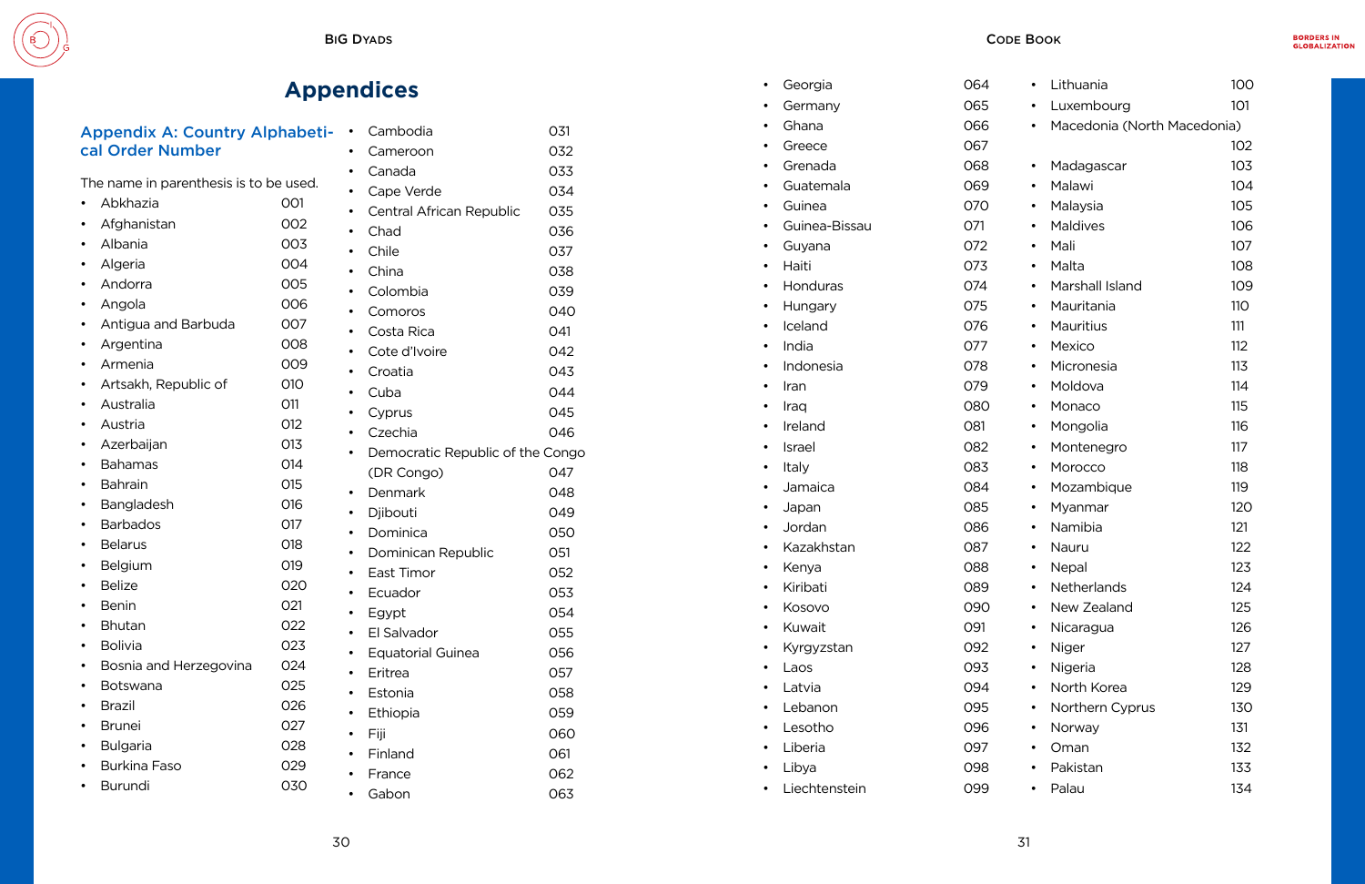# Appendices

## Appendix A: Country Alphabetical Order Number

The name in parenthesis is to be used.

- Abkhazia 001
- Afghanistan 002
- Albania 003
- Algeria 004
- Andorra 005
- Angola 006
- Antigua and Barbuda 007
- Argentina 008
- Armenia 009
- Artsakh, Republic of 010
- Australia 011
- Austria 012
- Azerbaijan 013
- Bahamas 014
- Bahrain 015
- Bangladesh 016
- Barbados 017
- Belarus 018
- Belgium 019
- Belize 020
- Benin 021
- Bhutan 022
- Bolivia 023
- Bosnia and Herzegovina 024
- Botswana 025
- Brazil 026
- Brunei 027
- Bulgaria 028
- Burkina Faso 029
- Burundi 030
- Cambodia 031
- Cameroon 032
- Canada 033
- Cape Verde 034
- Central African Republic 035
- Chad 036
- Chile 037
- China 038
- Colombia 039
- Comoros 040
- Costa Rica 041
- Cote d'Ivoire 042
- Croatia 043
- Cuba 044
- Cyprus 045
- Czechia 046
- Democratic Republic of the Congo (DR Congo) 047
- Denmark 048
- Djibouti 049
- Dominica 050
- Dominican Republic 051
- East Timor 052
- Ecuador 053
- Egypt 054
- El Salvador 055
- Equatorial Guinea 056
- Eritrea 057
- Estonia 058
- Ethiopia 059
- Fiji 060
- Finland 061
- France 062
- Gabon 063
- Georgia 064
- Germany 065
- Ghana 066
- Greece 067
- Grenada 068
- Guatemala 069
- Guinea 070
- Guinea-Bissau 071
- Guyana 072
- Haiti 073
- Honduras 074
- Hungary 075
- Iceland 076
- India 077
- Indonesia 078
- Iran 079
- Iraq 080
- Ireland 081
- Israel 082
- Italy 083
- Jamaica 084
- Japan 085
- Jordan 086
- Kazakhstan 087
- Kenya 088
- Kiribati 089
- Kosovo 090
- Kuwait 091
- Kyrgyzstan 092
- Laos 093
- Latvia 094
- Lebanon 095
- Lesotho 096
- Liberia 097
- Libya 098
- Liechtenstein 099
- Lithuania 100
- Luxembourg 101
- Macedonia (North Macedonia) 102
- Madagascar 103
- Malawi 104
- Malaysia 105
- Maldives 106
- Mali 107
- Malta 108
- Marshall Island 109
- Mauritania 110
- Mauritius 111
- Mexico 112
- Micronesia 113
- Moldova 114
- Monaco 115
- Mongolia 116
- Montenegro 117
- Morocco 118
- Mozambique 119
- Myanmar 120
- Namibia 121
- Nauru 122
- Nepal 123
- Netherlands 124
- New Zealand 125
- Nicaragua 126
- Niger 127
- Nigeria 128
- North Korea 129
- Northern Cyprus 130
- Norway 131
- Oman 132
- Pakistan 133
- Palau 134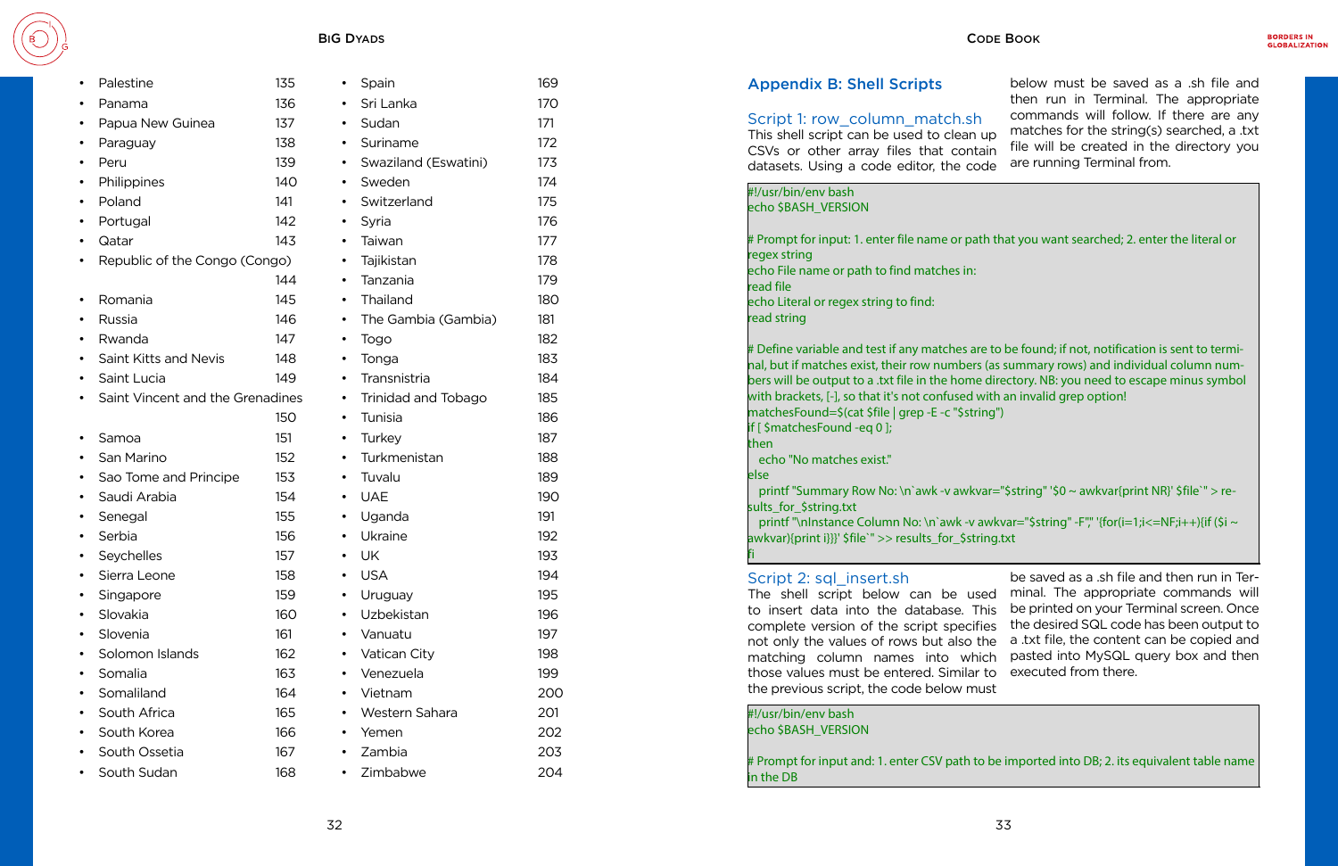- Palestine 135
- Panama 136
- Papua New Guinea 137
- Paraguay 138
- Peru 139
- Philippines 140
- Poland 141
- Portugal 142
- Qatar 143
- Republic of the Congo (Congo) 144
- Romania 145
- Russia 146
- Rwanda 147
- Saint Kitts and Nevis 148
- Saint Lucia 149
- Saint Vincent and the Grenadines 150
- Samoa 151
- San Marino 152
- Sao Tome and Principe 153
- Saudi Arabia 154
- Senegal 155
- Serbia 156
- Seychelles 157
- Sierra Leone 158
- Singapore 159
- Slovakia 160
- Slovenia 161
- Solomon Islands 162
- Somalia 163
- Somaliland 164
- South Africa 165
- South Korea 166
- South Ossetia 167
- South Sudan 168
- Spain 169
- Sri Lanka 170
- Sudan 171
- Suriname 172
- Swaziland (Eswatini) 173
- Sweden 174
- Switzerland 175
- Syria 176
- Taiwan 177
- Tajikistan 178
- Tanzania 179
- Thailand 180
- The Gambia (Gambia) 181
- Togo 182
- Tonga 183
- Transnistria 184
- Trinidad and Tobago 185
- Tunisia 186
- Turkey 187
- Turkmenistan 188
- Tuvalu 189
- UAE 190
- Uganda 191
- Ukraine 192
- UK 193
- USA 194
- Uruguay 195
- Uzbekistan 196
- Vanuatu 197
- Vatican City 198
- Venezuela 199
- Vietnam 200
- Western Sahara 201
- Yemen 202
- Zambia 203
- Zimbabwe 204

## Appendix B: Shell Scripts

### Script 1: row_column_match.sh

This shell script can be used to clean up CSVs or other array files that contain datasets. Using a code editor, the code below must be saved as a .sh file and then run in Terminal. The appropriate commands will follow. If there are any matches for the string(s) searched, a .txt file will be created in the directory you are running Terminal from.

```
#!/usr/bin/env bash
echo $BASH_VERSION

# Prompt for input: 1. enter file name or path that you want searched; 2. enter the literal or regex string
echo File name or path to find matches in:
read file
echo Literal or regex string to find:
read string

# Define variable and test if any matches are to be found; if not, notification is sent to terminal, but if matches exist, their row numbers (as summary rows) and individual column numbers will be output to a .txt file in the home directory. NB: you need to escape minus symbol with brackets, [-], so that it's not confused with an invalid grep option!
matchesFound=$(cat $file | grep -E -c "$string")
if [ $matchesFound -eq 0 ];
then
  echo "No matches exist."
else
  printf "Summary Row No: \n`awk -v awkvar="$string" '$0 ~ awkvar{print NR}' $file`" > results_for_$string.txt
  printf "\nInstance Column No: \n`awk -v awkvar="$string" -F"," '{for(i=1;i<=NF;i++){if ($i ~ awkvar){print i}}}' $file`" >> results_for_$string.txt
fi
```

### Script 2: sql_insert.sh

The shell script below can be used to insert data into the database. This complete version of the script specifies not only the values of rows but also the matching column names into which those values must be entered. Similar to the previous script, the code below must be saved as a .sh file and then run in Terminal. The appropriate commands will be printed on your Terminal screen. Once the desired SQL code has been output to a .txt file, the content can be copied and pasted into MySQL query box and then executed from there.

```
#!/usr/bin/env bash
echo $BASH_VERSION

# Prompt for input and: 1. enter CSV path to be imported into DB; 2. its equivalent table name in the DB
```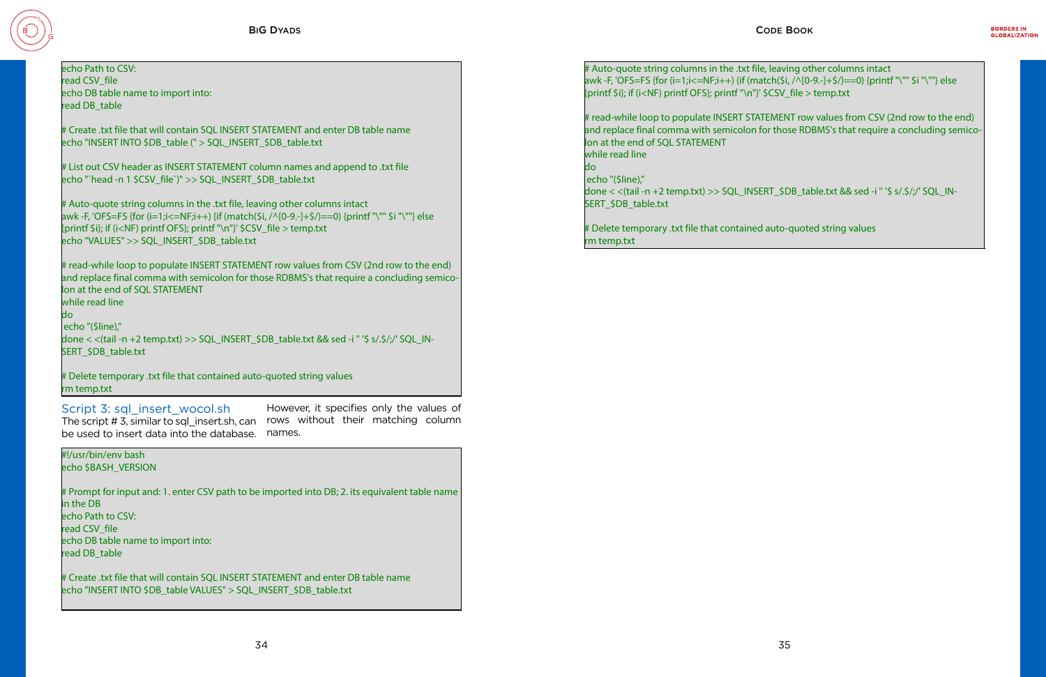```
echo Path to CSV:
read CSV_file
echo DB table name to import into:
read DB_table

# Create .txt file that will contain SQL INSERT STATEMENT and enter DB table name
echo "INSERT INTO $DB_table (" > SQL_INSERT_$DB_table.txt

# List out CSV header as INSERT STATEMENT column names and append to .txt file
echo "`head -n 1 $CSV_file`)" >> SQL_INSERT_$DB_table.txt

# Auto-quote string columns in the .txt file, leaving other columns intact
awk -F, 'OFS=FS {for (i=1;i<=NF;i++) {if (match($i, /^[0-9.-]+$/)==0) {printf "\"" $i "\""} else {printf $i}; if (i<NF) printf OFS}; printf "\n"}' $CSV_file > temp.txt
echo "VALUES" >> SQL_INSERT_$DB_table.txt

# read-while loop to populate INSERT STATEMENT row values from CSV (2nd row to the end) and replace final comma with semicolon for those RDBMS's that require a concluding semicolon at the end of SQL STATEMENT
while read line
do
 echo "($line),"
done < <(tail -n +2 temp.txt) >> SQL_INSERT_$DB_table.txt && sed -i '' '$ s/.$/;/' SQL_INSERT_$DB_table.txt

# Delete temporary .txt file that contained auto-quoted string values
rm temp.txt
```

### Script 3: sql_insert_wocol.sh

The script # 3, similar to sql_insert.sh, can be used to insert data into the database. However, it specifies only the values of rows without their matching column names.

```
#!/usr/bin/env bash
echo $BASH_VERSION

# Prompt for input and: 1. enter CSV path to be imported into DB; 2. its equivalent table name in the DB
echo Path to CSV:
read CSV_file
echo DB table name to import into:
read DB_table

# Create .txt file that will contain SQL INSERT STATEMENT and enter DB table name
echo "INSERT INTO $DB_table VALUES" > SQL_INSERT_$DB_table.txt

# Auto-quote string columns in the .txt file, leaving other columns intact
awk -F, 'OFS=FS {for (i=1;i<=NF;i++) {if (match($i, /^[0-9.-]+$/)==0) {printf "\"" $i "\""} else {printf $i}; if (i<NF) printf OFS}; printf "\n"}' $CSV_file > temp.txt

# read-while loop to populate INSERT STATEMENT row values from CSV (2nd row to the end) and replace final comma with semicolon for those RDBMS's that require a concluding semicolon at the end of SQL STATEMENT
while read line
do
 echo "($line),"
done < <(tail -n +2 temp.txt) >> SQL_INSERT_$DB_table.txt && sed -i '' '$ s/.$/;/' SQL_INSERT_$DB_table.txt

# Delete temporary .txt file that contained auto-quoted string values
rm temp.txt
```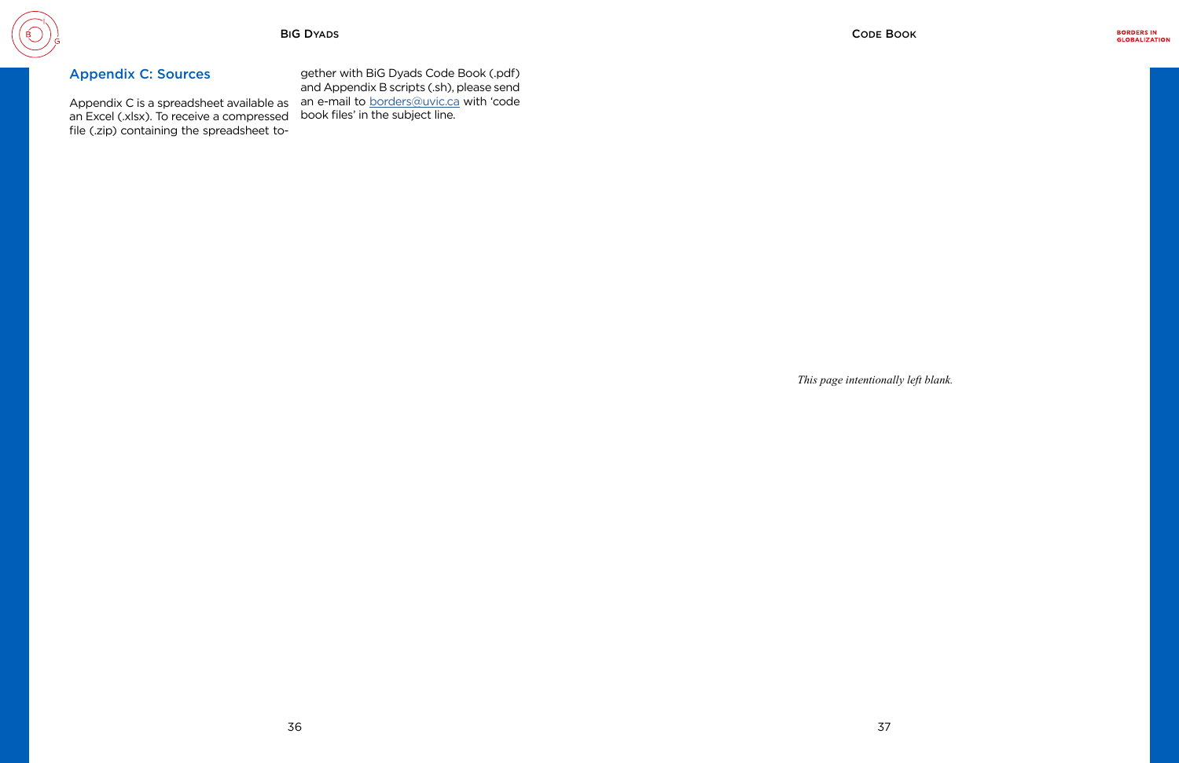## Appendix C: Sources

Appendix C is a spreadsheet available as an Excel (.xlsx). To receive a compressed file (.zip) containing the spreadsheet together with BiG Dyads Code Book (.pdf) and Appendix B scripts (.sh), please send an e-mail to borders@uvic.ca with 'code book files' in the subject line.

*This page intentionally left blank.*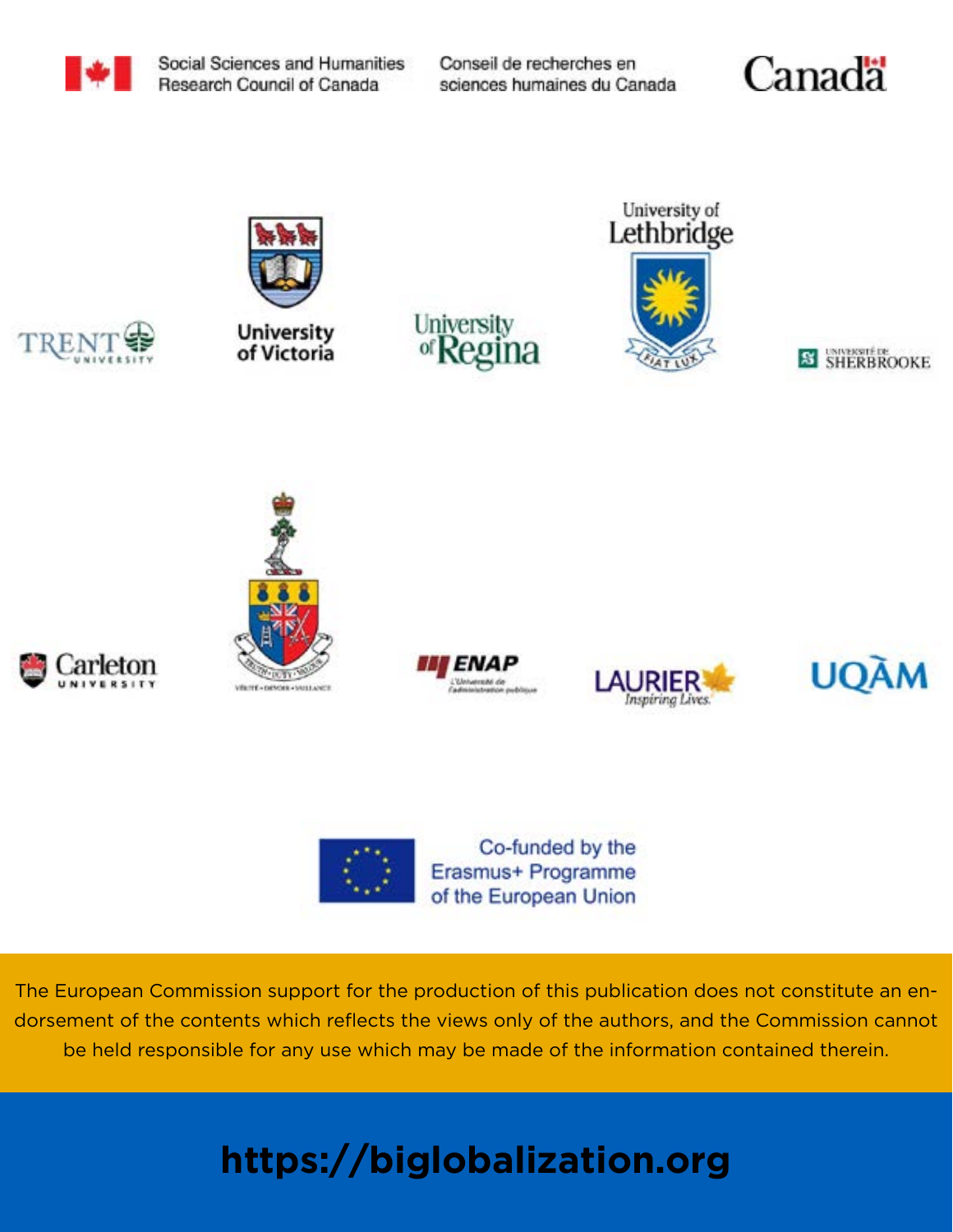Social Sciences and Humanities Research Council of Canada

Conseil de recherches en sciences humaines du Canada

Canada

TRENT UNIVERSITY

University of Victoria

University of Regina

University of Lethbridge

UNIVERSITÉ DE SHERBROOKE

Carleton UNIVERSITY

VÉRITÉ • DEVOIR • VAILLANCE

ENAP L'Université de l'administration publique

LAURIER Inspiring Lives.

UQÀM

Co-funded by the Erasmus+ Programme of the European Union

The European Commission support for the production of this publication does not constitute an endorsement of the contents which reflects the views only of the authors, and the Commission cannot be held responsible for any use which may be made of the information contained therein.

**https://biglobalization.org**